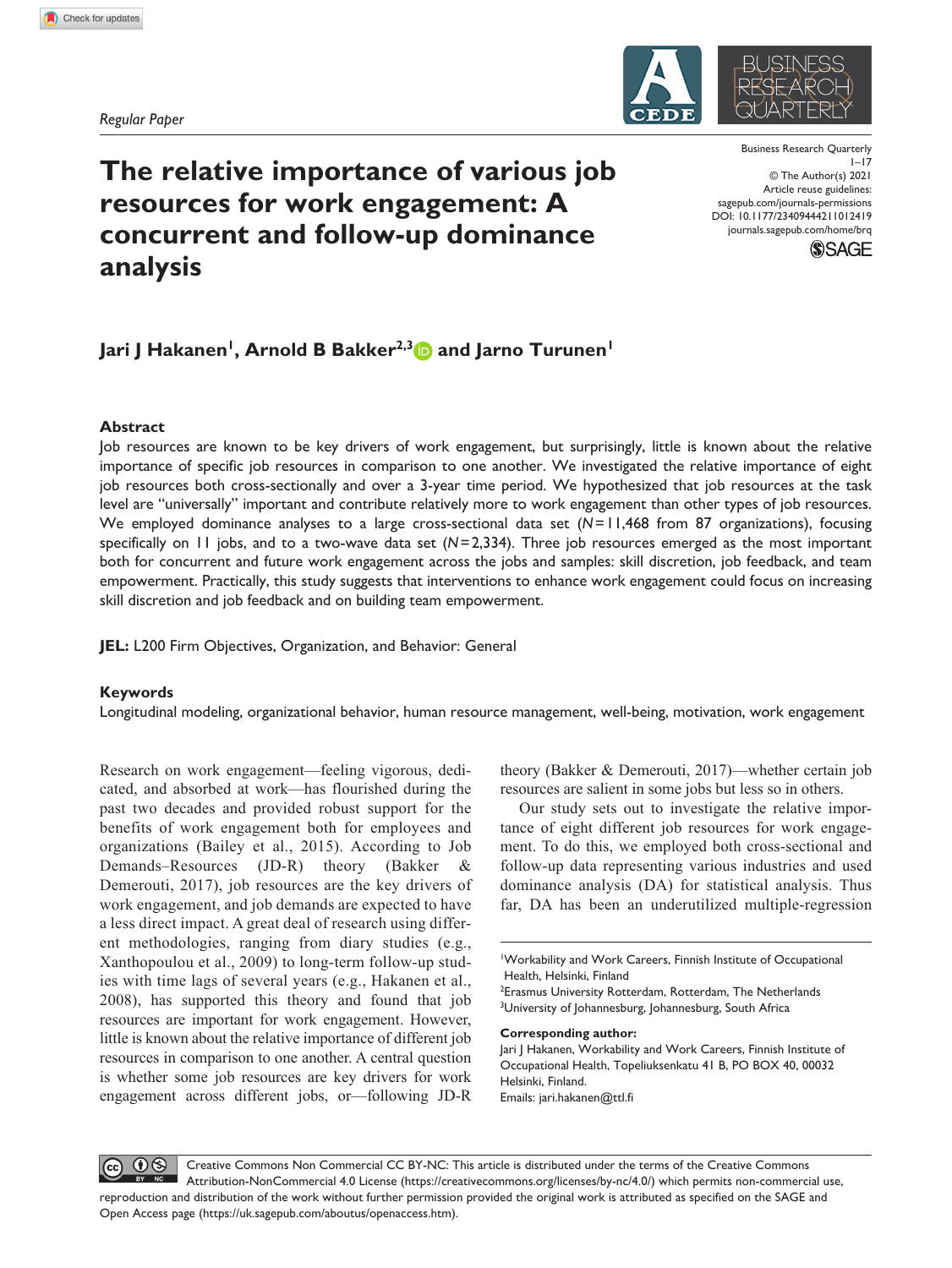Regular Paper

# The relative importance of various job resources for work engagement: A concurrent and follow-up dominance analysis

**Jari J Hakanen[1], Arnold B Bakker[2,3] and Jarno Turunen[1]**

## Abstract

Job resources are known to be key drivers of work engagement, but surprisingly, little is known about the relative importance of specific job resources in comparison to one another. We investigated the relative importance of eight job resources both cross-sectionally and over a 3-year time period. We hypothesized that job resources at the task level are "universally" important and contribute relatively more to work engagement than other types of job resources. We employed dominance analyses to a large cross-sectional data set ($N$=11,468 from 87 organizations), focusing specifically on 11 jobs, and to a two-wave data set ($N$=2,334). Three job resources emerged as the most important both for concurrent and future work engagement across the jobs and samples: skill discretion, job feedback, and team empowerment. Practically, this study suggests that interventions to enhance work engagement could focus on increasing skill discretion and job feedback and on building team empowerment.

**JEL:** L200 Firm Objectives, Organization, and Behavior: General

## Keywords

Longitudinal modeling, organizational behavior, human resource management, well-being, motivation, work engagement

Research on work engagement—feeling vigorous, dedicated, and absorbed at work—has flourished during the past two decades and provided robust support for the benefits of work engagement both for employees and organizations (Bailey et al., 2015). According to Job Demands–Resources (JD-R) theory (Bakker & Demerouti, 2017), job resources are the key drivers of work engagement, and job demands are expected to have a less direct impact. A great deal of research using different methodologies, ranging from diary studies (e.g., Xanthopoulou et al., 2009) to long-term follow-up studies with time lags of several years (e.g., Hakanen et al., 2008), has supported this theory and found that job resources are important for work engagement. However, little is known about the relative importance of different job resources in comparison to one another. A central question is whether some job resources are key drivers for work engagement across different jobs, or—following JD-R theory (Bakker & Demerouti, 2017)—whether certain job resources are salient in some jobs but less so in others.

Our study sets out to investigate the relative importance of eight different job resources for work engagement. To do this, we employed both cross-sectional and follow-up data representing various industries and used dominance analysis (DA) for statistical analysis. Thus far, DA has been an underutilized multiple-regression

---

[1]Workability and Work Careers, Finnish Institute of Occupational Health, Helsinki, Finland
[2]Erasmus University Rotterdam, Rotterdam, The Netherlands
[3]University of Johannesburg, Johannesburg, South Africa

**Corresponding author:**
Jari J Hakanen, Workability and Work Careers, Finnish Institute of Occupational Health, Topeliuksenkatu 41 B, PO BOX 40, 00032 Helsinki, Finland.
Emails: jari.hakanen@ttl.fi

Creative Commons Non Commercial CC BY-NC: This article is distributed under the terms of the Creative Commons Attribution-NonCommercial 4.0 License (https://creativecommons.org/licenses/by-nc/4.0/) which permits non-commercial use, reproduction and distribution of the work without further permission provided the original work is attributed as specified on the SAGE and Open Access page (https://uk.sagepub.com/aboutus/openaccess.htm).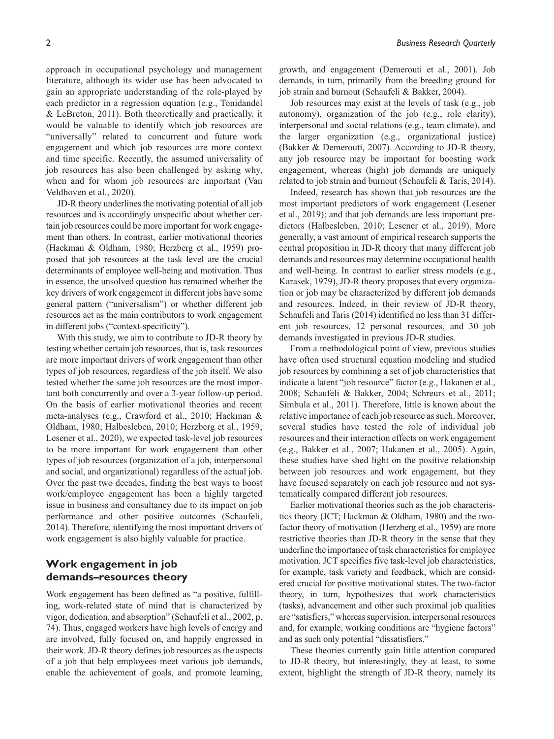approach in occupational psychology and management literature, although its wider use has been advocated to gain an appropriate understanding of the role-played by each predictor in a regression equation (e.g., Tonidandel & LeBreton, 2011). Both theoretically and practically, it would be valuable to identify which job resources are "universally" related to concurrent and future work engagement and which job resources are more context and time specific. Recently, the assumed universality of job resources has also been challenged by asking why, when and for whom job resources are important (Van Veldhoven et al., 2020).

JD-R theory underlines the motivating potential of all job resources and is accordingly unspecific about whether certain job resources could be more important for work engagement than others. In contrast, earlier motivational theories (Hackman & Oldham, 1980; Herzberg et al., 1959) proposed that job resources at the task level are the crucial determinants of employee well-being and motivation. Thus in essence, the unsolved question has remained whether the key drivers of work engagement in different jobs have some general pattern ("universalism") or whether different job resources act as the main contributors to work engagement in different jobs ("context-specificity").

With this study, we aim to contribute to JD-R theory by testing whether certain job resources, that is, task resources are more important drivers of work engagement than other types of job resources, regardless of the job itself. We also tested whether the same job resources are the most important both concurrently and over a 3-year follow-up period. On the basis of earlier motivational theories and recent meta-analyses (e.g., Crawford et al., 2010; Hackman & Oldham, 1980; Halbesleben, 2010; Herzberg et al., 1959; Lesener et al., 2020), we expected task-level job resources to be more important for work engagement than other types of job resources (organization of a job, interpersonal and social, and organizational) regardless of the actual job. Over the past two decades, finding the best ways to boost work/employee engagement has been a highly targeted issue in business and consultancy due to its impact on job performance and other positive outcomes (Schaufeli, 2014). Therefore, identifying the most important drivers of work engagement is also highly valuable for practice.

## Work engagement in job demands–resources theory

Work engagement has been defined as "a positive, fulfilling, work-related state of mind that is characterized by vigor, dedication, and absorption" (Schaufeli et al., 2002, p. 74). Thus, engaged workers have high levels of energy and are involved, fully focused on, and happily engrossed in their work. JD-R theory defines job resources as the aspects of a job that help employees meet various job demands, enable the achievement of goals, and promote learning, growth, and engagement (Demerouti et al., 2001). Job demands, in turn, primarily from the breeding ground for job strain and burnout (Schaufeli & Bakker, 2004).

Job resources may exist at the levels of task (e.g., job autonomy), organization of the job (e.g., role clarity), interpersonal and social relations (e.g., team climate), and the larger organization (e.g., organizational justice) (Bakker & Demerouti, 2007). According to JD-R theory, any job resource may be important for boosting work engagement, whereas (high) job demands are uniquely related to job strain and burnout (Schaufeli & Taris, 2014).

Indeed, research has shown that job resources are the most important predictors of work engagement (Lesener et al., 2019); and that job demands are less important predictors (Halbesleben, 2010; Lesener et al., 2019). More generally, a vast amount of empirical research supports the central proposition in JD-R theory that many different job demands and resources may determine occupational health and well-being. In contrast to earlier stress models (e.g., Karasek, 1979), JD-R theory proposes that every organization or job may be characterized by different job demands and resources. Indeed, in their review of JD-R theory, Schaufeli and Taris (2014) identified no less than 31 different job resources, 12 personal resources, and 30 job demands investigated in previous JD-R studies.

From a methodological point of view, previous studies have often used structural equation modeling and studied job resources by combining a set of job characteristics that indicate a latent "job resource" factor (e.g., Hakanen et al., 2008; Schaufeli & Bakker, 2004; Schreurs et al., 2011; Simbula et al., 2011). Therefore, little is known about the relative importance of each job resource as such. Moreover, several studies have tested the role of individual job resources and their interaction effects on work engagement (e.g., Bakker et al., 2007; Hakanen et al., 2005). Again, these studies have shed light on the positive relationship between job resources and work engagement, but they have focused separately on each job resource and not systematically compared different job resources.

Earlier motivational theories such as the job characteristics theory (JCT; Hackman & Oldham, 1980) and the two-factor theory of motivation (Herzberg et al., 1959) are more restrictive theories than JD-R theory in the sense that they underline the importance of task characteristics for employee motivation. JCT specifies five task-level job characteristics, for example, task variety and feedback, which are considered crucial for positive motivational states. The two-factor theory, in turn, hypothesizes that work characteristics (tasks), advancement and other such proximal job qualities are "satisfiers," whereas supervision, interpersonal resources and, for example, working conditions are "hygiene factors" and as such only potential "dissatisfiers."

These theories currently gain little attention compared to JD-R theory, but interestingly, they at least, to some extent, highlight the strength of JD-R theory, namely its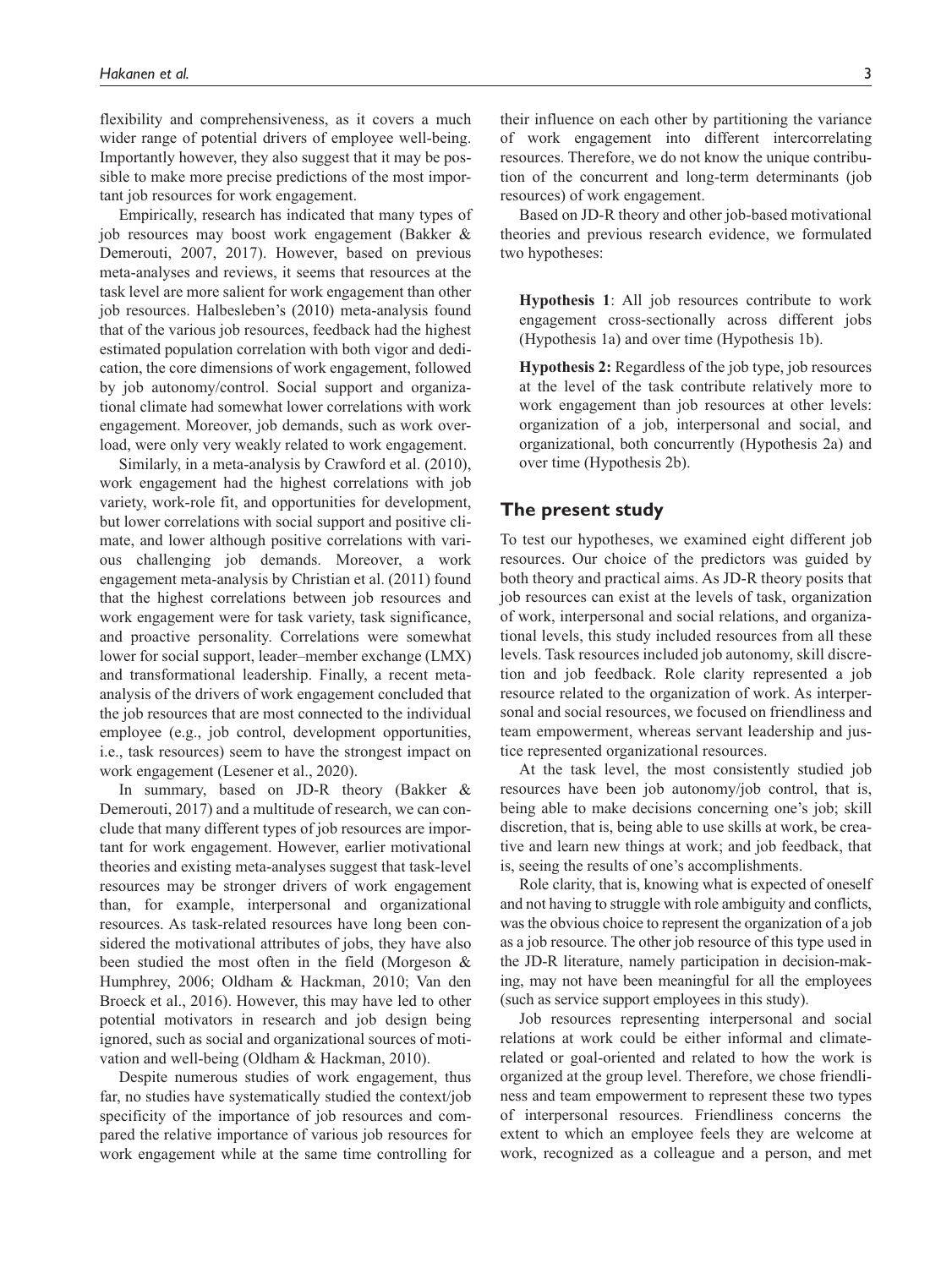flexibility and comprehensiveness, as it covers a much wider range of potential drivers of employee well-being. Importantly however, they also suggest that it may be possible to make more precise predictions of the most important job resources for work engagement.

Empirically, research has indicated that many types of job resources may boost work engagement (Bakker & Demerouti, 2007, 2017). However, based on previous meta-analyses and reviews, it seems that resources at the task level are more salient for work engagement than other job resources. Halbesleben's (2010) meta-analysis found that of the various job resources, feedback had the highest estimated population correlation with both vigor and dedication, the core dimensions of work engagement, followed by job autonomy/control. Social support and organizational climate had somewhat lower correlations with work engagement. Moreover, job demands, such as work overload, were only very weakly related to work engagement.

Similarly, in a meta-analysis by Crawford et al. (2010), work engagement had the highest correlations with job variety, work-role fit, and opportunities for development, but lower correlations with social support and positive climate, and lower although positive correlations with various challenging job demands. Moreover, a work engagement meta-analysis by Christian et al. (2011) found that the highest correlations between job resources and work engagement were for task variety, task significance, and proactive personality. Correlations were somewhat lower for social support, leader–member exchange (LMX) and transformational leadership. Finally, a recent meta-analysis of the drivers of work engagement concluded that the job resources that are most connected to the individual employee (e.g., job control, development opportunities, i.e., task resources) seem to have the strongest impact on work engagement (Lesener et al., 2020).

In summary, based on JD-R theory (Bakker & Demerouti, 2017) and a multitude of research, we can conclude that many different types of job resources are important for work engagement. However, earlier motivational theories and existing meta-analyses suggest that task-level resources may be stronger drivers of work engagement than, for example, interpersonal and organizational resources. As task-related resources have long been considered the motivational attributes of jobs, they have also been studied the most often in the field (Morgeson & Humphrey, 2006; Oldham & Hackman, 2010; Van den Broeck et al., 2016). However, this may have led to other potential motivators in research and job design being ignored, such as social and organizational sources of motivation and well-being (Oldham & Hackman, 2010).

Despite numerous studies of work engagement, thus far, no studies have systematically studied the context/job specificity of the importance of job resources and compared the relative importance of various job resources for work engagement while at the same time controlling for their influence on each other by partitioning the variance of work engagement into different intercorrelating resources. Therefore, we do not know the unique contribution of the concurrent and long-term determinants (job resources) of work engagement.

Based on JD-R theory and other job-based motivational theories and previous research evidence, we formulated two hypotheses:

**Hypothesis 1**: All job resources contribute to work engagement cross-sectionally across different jobs (Hypothesis 1a) and over time (Hypothesis 1b).

**Hypothesis 2:** Regardless of the job type, job resources at the level of the task contribute relatively more to work engagement than job resources at other levels: organization of a job, interpersonal and social, and organizational, both concurrently (Hypothesis 2a) and over time (Hypothesis 2b).

## The present study

To test our hypotheses, we examined eight different job resources. Our choice of the predictors was guided by both theory and practical aims. As JD-R theory posits that job resources can exist at the levels of task, organization of work, interpersonal and social relations, and organizational levels, this study included resources from all these levels. Task resources included job autonomy, skill discretion and job feedback. Role clarity represented a job resource related to the organization of work. As interpersonal and social resources, we focused on friendliness and team empowerment, whereas servant leadership and justice represented organizational resources.

At the task level, the most consistently studied job resources have been job autonomy/job control, that is, being able to make decisions concerning one's job; skill discretion, that is, being able to use skills at work, be creative and learn new things at work; and job feedback, that is, seeing the results of one's accomplishments.

Role clarity, that is, knowing what is expected of oneself and not having to struggle with role ambiguity and conflicts, was the obvious choice to represent the organization of a job as a job resource. The other job resource of this type used in the JD-R literature, namely participation in decision-making, may not have been meaningful for all the employees (such as service support employees in this study).

Job resources representing interpersonal and social relations at work could be either informal and climate-related or goal-oriented and related to how the work is organized at the group level. Therefore, we chose friendliness and team empowerment to represent these two types of interpersonal resources. Friendliness concerns the extent to which an employee feels they are welcome at work, recognized as a colleague and a person, and met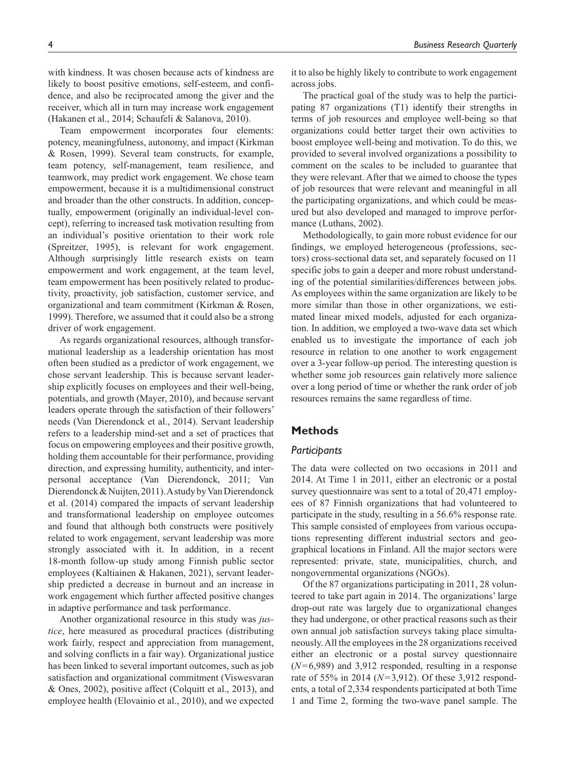with kindness. It was chosen because acts of kindness are likely to boost positive emotions, self-esteem, and confidence, and also be reciprocated among the giver and the receiver, which all in turn may increase work engagement (Hakanen et al., 2014; Schaufeli & Salanova, 2010).

Team empowerment incorporates four elements: potency, meaningfulness, autonomy, and impact (Kirkman & Rosen, 1999). Several team constructs, for example, team potency, self-management, team resilience, and teamwork, may predict work engagement. We chose team empowerment, because it is a multidimensional construct and broader than the other constructs. In addition, conceptually, empowerment (originally an individual-level concept), referring to increased task motivation resulting from an individual's positive orientation to their work role (Spreitzer, 1995), is relevant for work engagement. Although surprisingly little research exists on team empowerment and work engagement, at the team level, team empowerment has been positively related to productivity, proactivity, job satisfaction, customer service, and organizational and team commitment (Kirkman & Rosen, 1999). Therefore, we assumed that it could also be a strong driver of work engagement.

As regards organizational resources, although transformational leadership as a leadership orientation has most often been studied as a predictor of work engagement, we chose servant leadership. This is because servant leadership explicitly focuses on employees and their well-being, potentials, and growth (Mayer, 2010), and because servant leaders operate through the satisfaction of their followers' needs (Van Dierendonck et al., 2014). Servant leadership refers to a leadership mind-set and a set of practices that focus on empowering employees and their positive growth, holding them accountable for their performance, providing direction, and expressing humility, authenticity, and interpersonal acceptance (Van Dierendonck, 2011; Van Dierendonck & Nuijten, 2011). A study by Van Dierendonck et al. (2014) compared the impacts of servant leadership and transformational leadership on employee outcomes and found that although both constructs were positively related to work engagement, servant leadership was more strongly associated with it. In addition, in a recent 18-month follow-up study among Finnish public sector employees (Kaltiainen & Hakanen, 2021), servant leadership predicted a decrease in burnout and an increase in work engagement which further affected positive changes in adaptive performance and task performance.

Another organizational resource in this study was *justice*, here measured as procedural practices (distributing work fairly, respect and appreciation from management, and solving conflicts in a fair way). Organizational justice has been linked to several important outcomes, such as job satisfaction and organizational commitment (Viswesvaran & Ones, 2002), positive affect (Colquitt et al., 2013), and employee health (Elovainio et al., 2010), and we expected it to also be highly likely to contribute to work engagement across jobs.

The practical goal of the study was to help the participating 87 organizations (T1) identify their strengths in terms of job resources and employee well-being so that organizations could better target their own activities to boost employee well-being and motivation. To do this, we provided to several involved organizations a possibility to comment on the scales to be included to guarantee that they were relevant. After that we aimed to choose the types of job resources that were relevant and meaningful in all the participating organizations, and which could be measured but also developed and managed to improve performance (Luthans, 2002).

Methodologically, to gain more robust evidence for our findings, we employed heterogeneous (professions, sectors) cross-sectional data set, and separately focused on 11 specific jobs to gain a deeper and more robust understanding of the potential similarities/differences between jobs. As employees within the same organization are likely to be more similar than those in other organizations, we estimated linear mixed models, adjusted for each organization. In addition, we employed a two-wave data set which enabled us to investigate the importance of each job resource in relation to one another to work engagement over a 3-year follow-up period. The interesting question is whether some job resources gain relatively more salience over a long period of time or whether the rank order of job resources remains the same regardless of time.

## Methods

### Participants

The data were collected on two occasions in 2011 and 2014. At Time 1 in 2011, either an electronic or a postal survey questionnaire was sent to a total of 20,471 employees of 87 Finnish organizations that had volunteered to participate in the study, resulting in a 56.6% response rate. This sample consisted of employees from various occupations representing different industrial sectors and geographical locations in Finland. All the major sectors were represented: private, state, municipalities, church, and nongovernmental organizations (NGOs).

Of the 87 organizations participating in 2011, 28 volunteered to take part again in 2014. The organizations' large drop-out rate was largely due to organizational changes they had undergone, or other practical reasons such as their own annual job satisfaction surveys taking place simultaneously. All the employees in the 28 organizations received either an electronic or a postal survey questionnaire ($N=6{,}989$) and 3,912 responded, resulting in a response rate of 55% in 2014 ($N=3{,}912$). Of these 3,912 respondents, a total of 2,334 respondents participated at both Time 1 and Time 2, forming the two-wave panel sample. The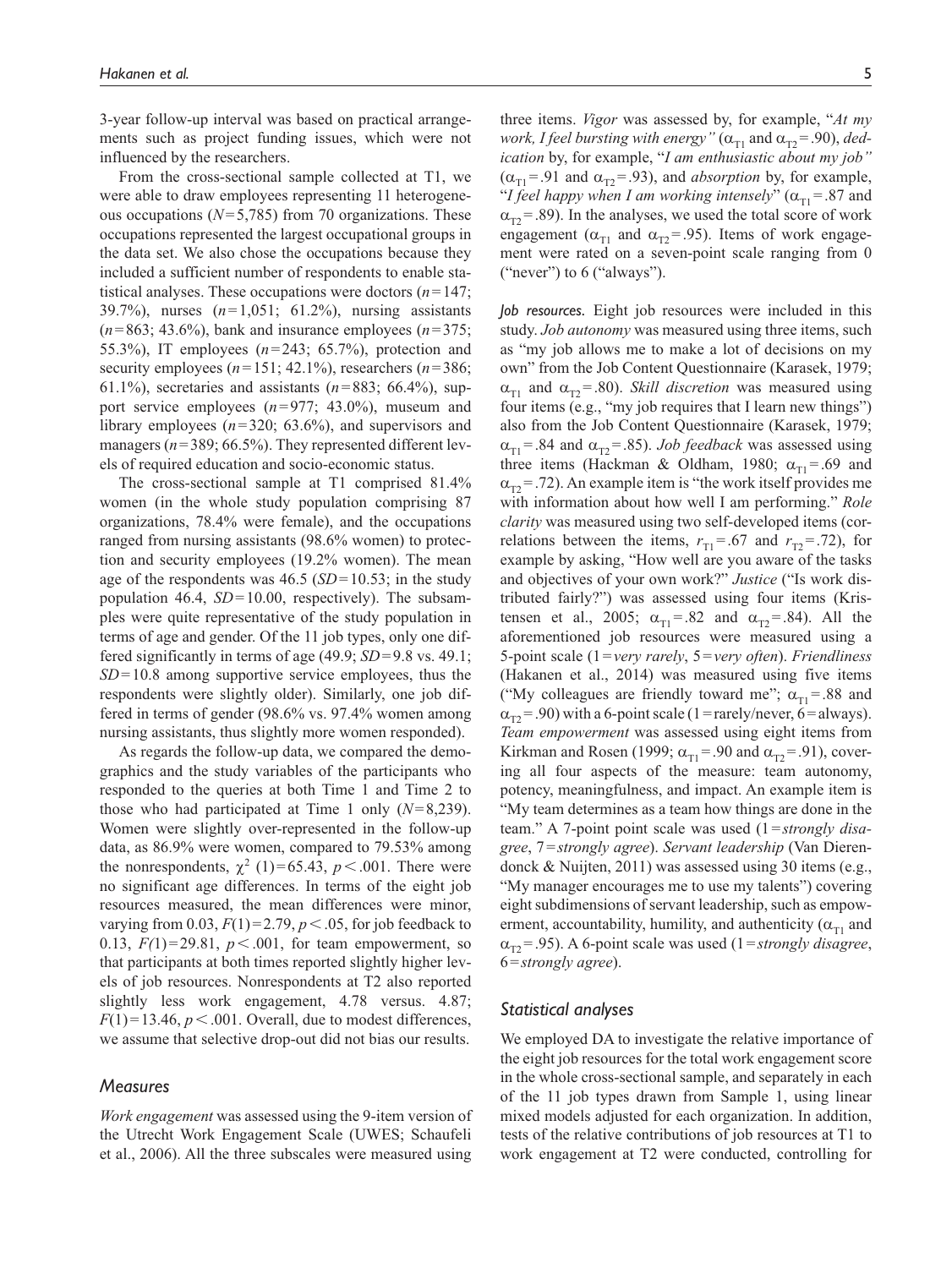3-year follow-up interval was based on practical arrangements such as project funding issues, which were not influenced by the researchers.

From the cross-sectional sample collected at T1, we were able to draw employees representing 11 heterogeneous occupations ($N=5{,}785$) from 70 organizations. These occupations represented the largest occupational groups in the data set. We also chose the occupations because they included a sufficient number of respondents to enable statistical analyses. These occupations were doctors ($n=147$; 39.7%), nurses ($n=1{,}051$; 61.2%), nursing assistants ($n=863$; 43.6%), bank and insurance employees ($n=375$; 55.3%), IT employees ($n=243$; 65.7%), protection and security employees ($n=151$; 42.1%), researchers ($n=386$; 61.1%), secretaries and assistants ($n=883$; 66.4%), support service employees ($n=977$; 43.0%), museum and library employees ($n=320$; 63.6%), and supervisors and managers ($n=389$; 66.5%). They represented different levels of required education and socio-economic status.

The cross-sectional sample at T1 comprised 81.4% women (in the whole study population comprising 87 organizations, 78.4% were female), and the occupations ranged from nursing assistants (98.6% women) to protection and security employees (19.2% women). The mean age of the respondents was 46.5 ($SD=10.53$; in the study population 46.4, $SD=10.00$, respectively). The subsamples were quite representative of the study population in terms of age and gender. Of the 11 job types, only one differed significantly in terms of age (49.9; $SD=9.8$ vs. 49.1; $SD=10.8$ among supportive service employees, thus the respondents were slightly older). Similarly, one job differed in terms of gender (98.6% vs. 97.4% women among nursing assistants, thus slightly more women responded).

As regards the follow-up data, we compared the demographics and the study variables of the participants who responded to the queries at both Time 1 and Time 2 to those who had participated at Time 1 only ($N=8{,}239$). Women were slightly over-represented in the follow-up data, as 86.9% were women, compared to 79.53% among the nonrespondents, $\chi^2$ (1)$=65.43$, $p<.001$. There were no significant age differences. In terms of the eight job resources measured, the mean differences were minor, varying from 0.03, $F(1)=2.79$, $p<.05$, for job feedback to 0.13, $F(1)=29.81$, $p<.001$, for team empowerment, so that participants at both times reported slightly higher levels of job resources. Nonrespondents at T2 also reported slightly less work engagement, 4.78 versus. 4.87; $F(1)=13.46$, $p<.001$. Overall, due to modest differences, we assume that selective drop-out did not bias our results.

## Measures

*Work engagement* was assessed using the 9-item version of the Utrecht Work Engagement Scale (UWES; Schaufeli et al., 2006). All the three subscales were measured using three items. *Vigor* was assessed by, for example, "*At my work, I feel bursting with energy*" ($\alpha_{T1}$ and $\alpha_{T2}=.90$), *dedication* by, for example, "*I am enthusiastic about my job*" ($\alpha_{T1}=.91$ and $\alpha_{T2}=.93$), and *absorption* by, for example, "*I feel happy when I am working intensely*" ($\alpha_{T1}=.87$ and $\alpha_{T2}=.89$). In the analyses, we used the total score of work engagement ($\alpha_{T1}$ and $\alpha_{T2}=.95$). Items of work engagement were rated on a seven-point scale ranging from 0 ("never") to 6 ("always").

*Job resources.* Eight job resources were included in this study. *Job autonomy* was measured using three items, such as "my job allows me to make a lot of decisions on my own" from the Job Content Questionnaire (Karasek, 1979; $\alpha_{T1}$ and $\alpha_{T2}=.80$). *Skill discretion* was measured using four items (e.g., "my job requires that I learn new things") also from the Job Content Questionnaire (Karasek, 1979; $\alpha_{T1}=.84$ and $\alpha_{T2}=.85$). *Job feedback* was assessed using three items (Hackman & Oldham, 1980; $\alpha_{T1}=.69$ and $\alpha_{T2}=.72$). An example item is "the work itself provides me with information about how well I am performing." *Role clarity* was measured using two self-developed items (correlations between the items, $r_{T1}=.67$ and $r_{T2}=.72$), for example by asking, "How well are you aware of the tasks and objectives of your own work?" *Justice* ("Is work distributed fairly?") was assessed using four items (Kristensen et al., 2005; $\alpha_{T1}=.82$ and $\alpha_{T2}=.84$). All the aforementioned job resources were measured using a 5-point scale (1=*very rarely*, 5=*very often*). *Friendliness* (Hakanen et al., 2014) was measured using five items ("My colleagues are friendly toward me"; $\alpha_{T1}=.88$ and $\alpha_{T2}=.90$) with a 6-point scale (1=rarely/never, 6=always). *Team empowerment* was assessed using eight items from Kirkman and Rosen (1999; $\alpha_{T1}=.90$ and $\alpha_{T2}=.91$), covering all four aspects of the measure: team autonomy, potency, meaningfulness, and impact. An example item is "My team determines as a team how things are done in the team." A 7-point point scale was used (1=*strongly disagree*, 7=*strongly agree*). *Servant leadership* (Van Dierendonck & Nuijten, 2011) was assessed using 30 items (e.g., "My manager encourages me to use my talents") covering eight subdimensions of servant leadership, such as empowerment, accountability, humility, and authenticity ($\alpha_{T1}$ and $\alpha_{T2}=.95$). A 6-point scale was used (1=*strongly disagree*, 6=*strongly agree*).

## Statistical analyses

We employed DA to investigate the relative importance of the eight job resources for the total work engagement score in the whole cross-sectional sample, and separately in each of the 11 job types drawn from Sample 1, using linear mixed models adjusted for each organization. In addition, tests of the relative contributions of job resources at T1 to work engagement at T2 were conducted, controlling for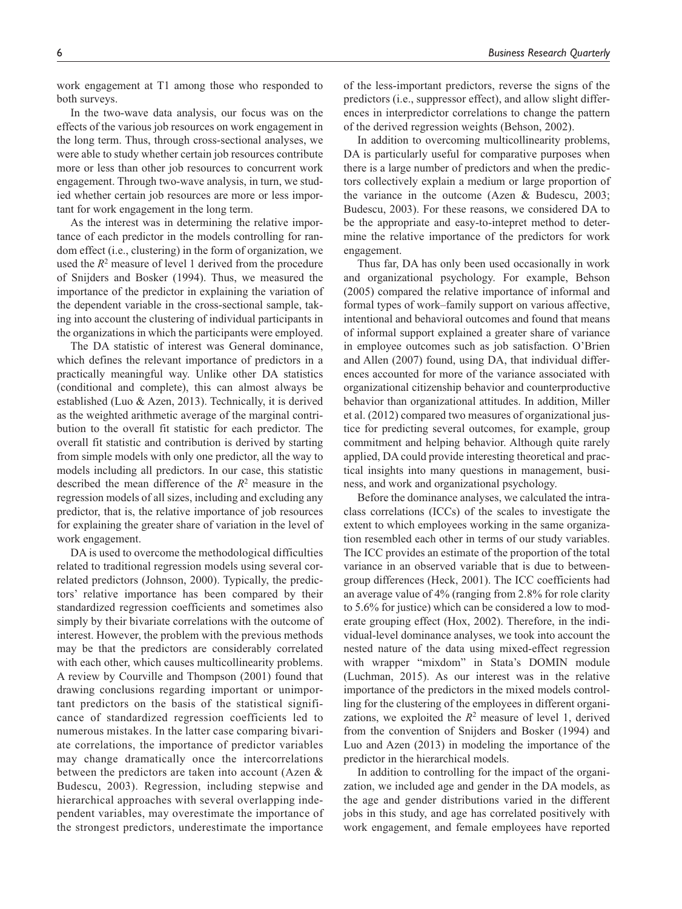work engagement at T1 among those who responded to both surveys.

In the two-wave data analysis, our focus was on the effects of the various job resources on work engagement in the long term. Thus, through cross-sectional analyses, we were able to study whether certain job resources contribute more or less than other job resources to concurrent work engagement. Through two-wave analysis, in turn, we studied whether certain job resources are more or less important for work engagement in the long term.

As the interest was in determining the relative importance of each predictor in the models controlling for random effect (i.e., clustering) in the form of organization, we used the $R^2$ measure of level 1 derived from the procedure of Snijders and Bosker (1994). Thus, we measured the importance of the predictor in explaining the variation of the dependent variable in the cross-sectional sample, taking into account the clustering of individual participants in the organizations in which the participants were employed.

The DA statistic of interest was General dominance, which defines the relevant importance of predictors in a practically meaningful way. Unlike other DA statistics (conditional and complete), this can almost always be established (Luo & Azen, 2013). Technically, it is derived as the weighted arithmetic average of the marginal contribution to the overall fit statistic for each predictor. The overall fit statistic and contribution is derived by starting from simple models with only one predictor, all the way to models including all predictors. In our case, this statistic described the mean difference of the $R^2$ measure in the regression models of all sizes, including and excluding any predictor, that is, the relative importance of job resources for explaining the greater share of variation in the level of work engagement.

DA is used to overcome the methodological difficulties related to traditional regression models using several correlated predictors (Johnson, 2000). Typically, the predictors' relative importance has been compared by their standardized regression coefficients and sometimes also simply by their bivariate correlations with the outcome of interest. However, the problem with the previous methods may be that the predictors are considerably correlated with each other, which causes multicollinearity problems. A review by Courville and Thompson (2001) found that drawing conclusions regarding important or unimportant predictors on the basis of the statistical significance of standardized regression coefficients led to numerous mistakes. In the latter case comparing bivariate correlations, the importance of predictor variables may change dramatically once the intercorrelations between the predictors are taken into account (Azen & Budescu, 2003). Regression, including stepwise and hierarchical approaches with several overlapping independent variables, may overestimate the importance of the strongest predictors, underestimate the importance of the less-important predictors, reverse the signs of the predictors (i.e., suppressor effect), and allow slight differences in interpredictor correlations to change the pattern of the derived regression weights (Behson, 2002).

In addition to overcoming multicollinearity problems, DA is particularly useful for comparative purposes when there is a large number of predictors and when the predictors collectively explain a medium or large proportion of the variance in the outcome (Azen & Budescu, 2003; Budescu, 2003). For these reasons, we considered DA to be the appropriate and easy-to-intepret method to determine the relative importance of the predictors for work engagement.

Thus far, DA has only been used occasionally in work and organizational psychology. For example, Behson (2005) compared the relative importance of informal and formal types of work–family support on various affective, intentional and behavioral outcomes and found that means of informal support explained a greater share of variance in employee outcomes such as job satisfaction. O'Brien and Allen (2007) found, using DA, that individual differences accounted for more of the variance associated with organizational citizenship behavior and counterproductive behavior than organizational attitudes. In addition, Miller et al. (2012) compared two measures of organizational justice for predicting several outcomes, for example, group commitment and helping behavior. Although quite rarely applied, DA could provide interesting theoretical and practical insights into many questions in management, business, and work and organizational psychology.

Before the dominance analyses, we calculated the intraclass correlations (ICCs) of the scales to investigate the extent to which employees working in the same organization resembled each other in terms of our study variables. The ICC provides an estimate of the proportion of the total variance in an observed variable that is due to between-group differences (Heck, 2001). The ICC coefficients had an average value of 4% (ranging from 2.8% for role clarity to 5.6% for justice) which can be considered a low to moderate grouping effect (Hox, 2002). Therefore, in the individual-level dominance analyses, we took into account the nested nature of the data using mixed-effect regression with wrapper "mixdom" in Stata's DOMIN module (Luchman, 2015). As our interest was in the relative importance of the predictors in the mixed models controlling for the clustering of the employees in different organizations, we exploited the $R^2$ measure of level 1, derived from the convention of Snijders and Bosker (1994) and Luo and Azen (2013) in modeling the importance of the predictor in the hierarchical models.

In addition to controlling for the impact of the organization, we included age and gender in the DA models, as the age and gender distributions varied in the different jobs in this study, and age has correlated positively with work engagement, and female employees have reported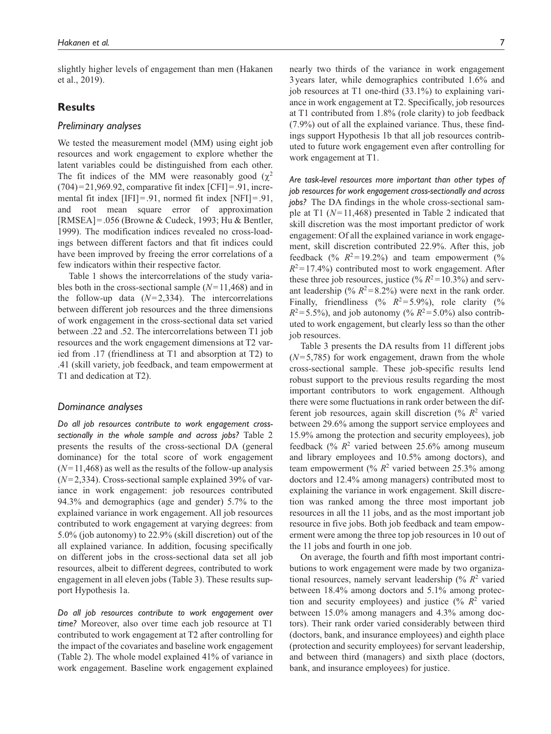slightly higher levels of engagement than men (Hakanen et al., 2019).

## Results

### Preliminary analyses

We tested the measurement model (MM) using eight job resources and work engagement to explore whether the latent variables could be distinguished from each other. The fit indices of the MM were reasonably good ($\chi^2$ (704) = 21,969.92, comparative fit index [CFI] = .91, incremental fit index [IFI] = .91, normed fit index [NFI] = .91, and root mean square error of approximation [RMSEA] = .056 (Browne & Cudeck, 1993; Hu & Bentler, 1999). The modification indices revealed no cross-loadings between different factors and that fit indices could have been improved by freeing the error correlations of a few indicators within their respective factor.

Table 1 shows the intercorrelations of the study variables both in the cross-sectional sample ($N$ = 11,468) and in the follow-up data ($N$ = 2,334). The intercorrelations between different job resources and the three dimensions of work engagement in the cross-sectional data set varied between .22 and .52. The intercorrelations between T1 job resources and the work engagement dimensions at T2 varied from .17 (friendliness at T1 and absorption at T2) to .41 (skill variety, job feedback, and team empowerment at T1 and dedication at T2).

### Dominance analyses

*Do all job resources contribute to work engagement cross-sectionally in the whole sample and across jobs?* Table 2 presents the results of the cross-sectional DA (general dominance) for the total score of work engagement ($N$ = 11,468) as well as the results of the follow-up analysis ($N$ = 2,334). Cross-sectional sample explained 39% of variance in work engagement: job resources contributed 94.3% and demographics (age and gender) 5.7% to the explained variance in work engagement. All job resources contributed to work engagement at varying degrees: from 5.0% (job autonomy) to 22.9% (skill discretion) out of the all explained variance. In addition, focusing specifically on different jobs in the cross-sectional data set all job resources, albeit to different degrees, contributed to work engagement in all eleven jobs (Table 3). These results support Hypothesis 1a.

*Do all job resources contribute to work engagement over time?* Moreover, also over time each job resource at T1 contributed to work engagement at T2 after controlling for the impact of the covariates and baseline work engagement (Table 2). The whole model explained 41% of variance in work engagement. Baseline work engagement explained nearly two thirds of the variance in work engagement 3 years later, while demographics contributed 1.6% and job resources at T1 one-third (33.1%) to explaining variance in work engagement at T2. Specifically, job resources at T1 contributed from 1.8% (role clarity) to job feedback (7.9%) out of all the explained variance. Thus, these findings support Hypothesis 1b that all job resources contributed to future work engagement even after controlling for work engagement at T1.

*Are task-level resources more important than other types of job resources for work engagement cross-sectionally and across jobs?* The DA findings in the whole cross-sectional sample at T1 ($N$ = 11,468) presented in Table 2 indicated that skill discretion was the most important predictor of work engagement: Of all the explained variance in work engagement, skill discretion contributed 22.9%. After this, job feedback (% $R^2$ = 19.2%) and team empowerment (% $R^2$ = 17.4%) contributed most to work engagement. After these three job resources, justice (% $R^2$ = 10.3%) and servant leadership (% $R^2$ = 8.2%) were next in the rank order. Finally, friendliness (% $R^2$ = 5.9%), role clarity (% $R^2$ = 5.5%), and job autonomy (% $R^2$ = 5.0%) also contributed to work engagement, but clearly less so than the other job resources.

Table 3 presents the DA results from 11 different jobs ($N$ = 5,785) for work engagement, drawn from the whole cross-sectional sample. These job-specific results lend robust support to the previous results regarding the most important contributors to work engagement. Although there were some fluctuations in rank order between the different job resources, again skill discretion (% $R^2$ varied between 29.6% among the support service employees and 15.9% among the protection and security employees), job feedback (% $R^2$ varied between 25.6% among museum and library employees and 10.5% among doctors), and team empowerment (% $R^2$ varied between 25.3% among doctors and 12.4% among managers) contributed most to explaining the variance in work engagement. Skill discretion was ranked among the three most important job resources in all the 11 jobs, and as the most important job resource in five jobs. Both job feedback and team empowerment were among the three top job resources in 10 out of the 11 jobs and fourth in one job.

On average, the fourth and fifth most important contributions to work engagement were made by two organizational resources, namely servant leadership (% $R^2$ varied between 18.4% among doctors and 5.1% among protection and security employees) and justice (% $R^2$ varied between 15.0% among managers and 4.3% among doctors). Their rank order varied considerably between third (doctors, bank, and insurance employees) and eighth place (protection and security employees) for servant leadership, and between third (managers) and sixth place (doctors, bank, and insurance employees) for justice.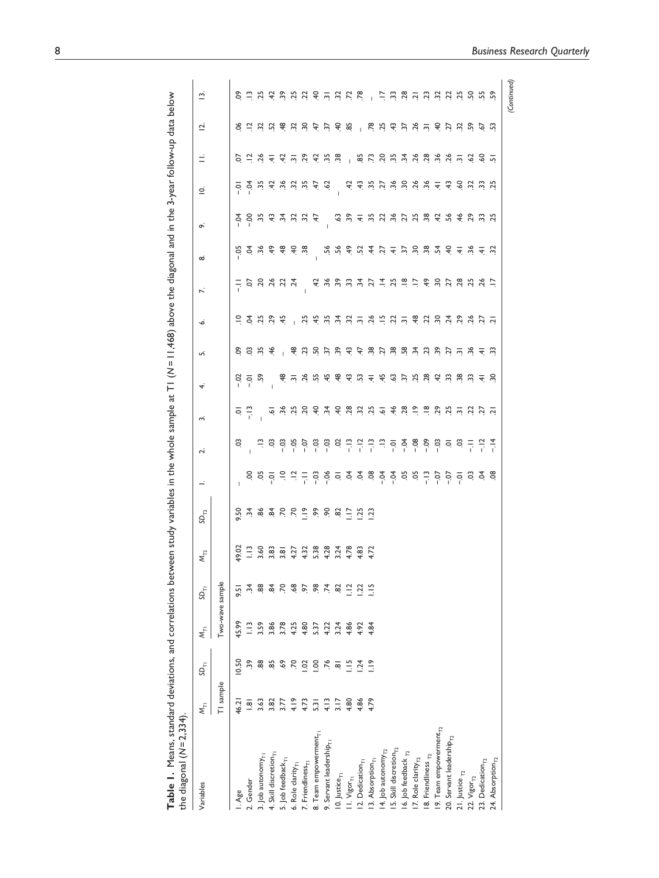**Table 1.** Means, standard deviations, and correlations between study variables in the whole sample at T1 ($N = 11,468$) above the diagonal and in the 3-year follow-up data below the diagonal ($N = 2,334$).

| Variables | $M_{T1}$ | $SD_{T1}$ | $M_{T1}$ | $SD_{T1}$ | $M_{T2}$ | $SD_{T2}$ | 1. | 2. | 3. | 4. | 5. | 6. | 7. | 8. | 9. | 10. | 11. | 12. | 13. |
|---|---|---|---|---|---|---|---|---|---|---|---|---|---|---|---|---|---|---|---|
| | T1 sample | | Two-wave sample | | | | | | | | | | | | | | | | |
| 1. Age | 46.21 | 10.50 | 45.99 | 9.51 | 49.02 | 9.50 | — | .03 | .01 | −.02 | .09 | .10 | −.11 | −.05 | −.04 | −.01 | .07 | .06 | .09 |
| 2. Gender | 1.81 | .39 | 1.13 | .34 | 1.13 | .34 | .00 | — | −.13 | −.01 | .03 | .04 | .07 | .04 | −.00 | −.04 | .12 | .12 | .13 |
| 3. Job autonomy$_{T1}$ | 3.63 | .88 | 3.59 | .88 | 3.60 | .86 | .05 | .13 | — | .59 | .35 | .25 | .20 | .36 | .35 | .35 | .26 | .32 | .25 |
| 4. Skill discretion$_{T1}$ | 3.82 | .85 | 3.86 | .84 | 3.83 | .84 | −.01 | .03 | .61 | — | .46 | .29 | .26 | .49 | .43 | .42 | .41 | .52 | .42 |
| 5. Job feedback$_{T1}$ | 3.77 | .69 | 3.78 | .70 | 3.81 | .70 | .10 | −.03 | .36 | .48 | — | .45 | .22 | .48 | .34 | .36 | .42 | .48 | .39 |
| 6. Role clarity$_{T1}$ | 4.19 | .70 | 4.25 | .68 | 4.27 | .70 | .12 | −.05 | .25 | .31 | .48 | — | .24 | .40 | .32 | .32 | .31 | .32 | .25 |
| 7. Friendliness$_{T1}$ | 4.73 | 1.02 | 4.80 | .97 | 4.32 | 1.19 | −.11 | −.07 | .20 | .26 | .23 | .25 | — | .38 | .32 | .35 | .29 | .30 | .22 |
| 8. Team empowerment$_{T1}$ | 5.31 | 1.00 | 5.37 | .98 | 5.38 | .99 | −.03 | −.03 | .40 | .55 | .50 | .45 | .42 | — | .47 | .47 | .42 | .47 | .40 |
| 9. Servant leadership$_{T1}$ | 4.13 | .76 | 4.22 | .74 | 4.28 | .90 | −.06 | −.03 | .34 | .45 | .37 | .35 | .36 | .56 | — | .62 | .35 | .37 | .31 |
| 10. Justice$_{T1}$ | 3.17 | .81 | 3.24 | .82 | 3.24 | .82 | .01 | .02 | .40 | .48 | .39 | .34 | .39 | .56 | .63 | — | .38 | .40 | .32 |
| 11. Vigor$_{T1}$ | 4.80 | 1.15 | 4.86 | 1.12 | 4.78 | 1.17 | .04 | −.13 | .28 | .43 | .43 | .32 | .33 | .49 | .39 | .42 | — | .85 | .72 |
| 12. Dedication$_{T1}$ | 4.86 | 1.24 | 4.92 | 1.22 | 4.83 | 1.25 | .04 | −.12 | .32 | .53 | .47 | .31 | .34 | .52 | .41 | .43 | .85 | — | .78 |
| 13. Absorption$_{T1}$ | 4.79 | 1.19 | 4.84 | 1.15 | 4.72 | 1.23 | .08 | −.13 | .25 | .41 | .38 | .26 | .27 | .44 | .35 | .35 | .73 | .78 | — |
| 14. Job autonomy$_{T2}$ | | | | | | | −.04 | .13 | .61 | .45 | .27 | .15 | .14 | .27 | .22 | .27 | .20 | .25 | .17 |
| 15. Skill discretion$_{T2}$ | | | | | | | −.04 | −.01 | .46 | .63 | .38 | .22 | .25 | .41 | .36 | .36 | .35 | .43 | .33 |
| 16. Job feedback$_{T2}$ | | | | | | | .05 | −.04 | .28 | .37 | .58 | .31 | .18 | .37 | .27 | .30 | .34 | .37 | .28 |
| 17. Role clarity$_{T2}$ | | | | | | | .05 | −.08 | .19 | .25 | .34 | .48 | .17 | .30 | .25 | .26 | .26 | .26 | .21 |
| 18. Friendliness$_{T2}$ | | | | | | | −.13 | −.09 | .18 | .28 | .23 | .22 | .49 | .38 | .38 | .36 | .28 | .31 | .23 |
| 19. Team empowerment$_{T2}$ | | | | | | | −.07 | −.03 | .29 | .42 | .39 | .30 | .30 | .54 | .42 | .41 | .36 | .40 | .32 |
| 20. Servant leadership$_{T2}$ | | | | | | | −.07 | .01 | .25 | .33 | .27 | .24 | .27 | .40 | .56 | .43 | .26 | .27 | .22 |
| 21. Justice$_{T2}$ | | | | | | | −.01 | .03 | .31 | .38 | .31 | .29 | .28 | .41 | .46 | .60 | .31 | .32 | .25 |
| 22. Vigor$_{T2}$ | | | | | | | .03 | −.11 | .22 | .33 | .36 | .26 | .25 | .36 | .29 | .32 | .62 | .59 | .50 |
| 23. Dedication$_{T2}$ | | | | | | | .04 | −.12 | .27 | .41 | .41 | .27 | .26 | .41 | .33 | .33 | .60 | .67 | .55 |
| 24. Absorption$_{T2}$ | | | | | | | .08 | −.14 | .21 | .30 | .33 | .21 | .17 | .32 | .25 | .25 | .51 | .53 | .59 |

(Continued)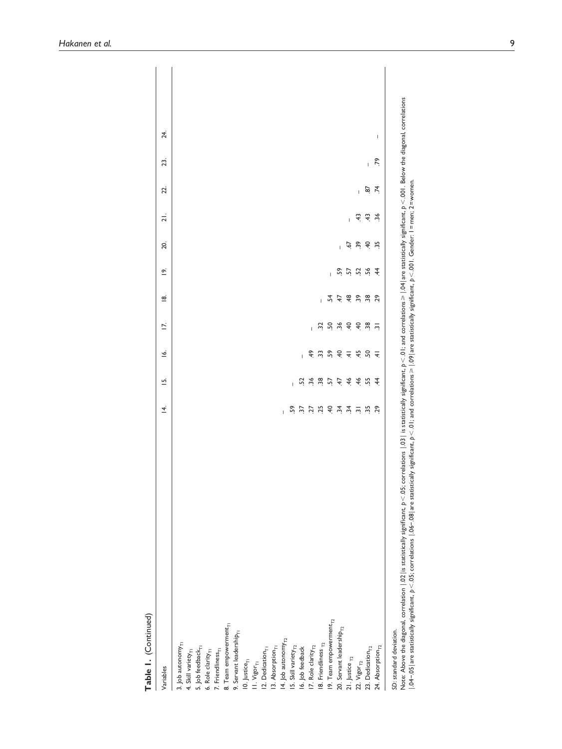**Table 1.** (Continued)

| Variables | 14. | 15. | 16. | 17. | 18. | 19. | 20. | 21. | 22. | 23. | 24. |
|---|---|---|---|---|---|---|---|---|---|---|---|
| 3. Job autonomy$_{T1}$ | | | | | | | | | | | |
| 4. Skill variety$_{T1}$ | | | | | | | | | | | |
| 5. Job feedback$_{T1}$ | | | | | | | | | | | |
| 6. Role clarity$_{T1}$ | | | | | | | | | | | |
| 7. Friendliness$_{T1}$ | | | | | | | | | | | |
| 8. Team empowerment$_{T1}$ | | | | | | | | | | | |
| 9. Servant leadership$_{T1}$ | | | | | | | | | | | |
| 10. Justice$_{T1}$ | | | | | | | | | | | |
| 11. Vigor$_{T1}$ | | | | | | | | | | | |
| 12. Dedication$_{T1}$ | | | | | | | | | | | |
| 13. Absorption$_{T1}$ | | | | | | | | | | | |
| 14. Job autonomy$_{T2}$ | – | | | | | | | | | | |
| 15. Skill variety$_{T2}$ | .59 | – | | | | | | | | | |
| 16. Job feedback | .37 | .52 | – | | | | | | | | |
| 17. Role clarity$_{T2}$ | .27 | .36 | .49 | – | | | | | | | |
| 18. Friendliness $_{T2}$ | .25 | .38 | .33 | .32 | – | | | | | | |
| 19. Team empowerment$_{T2}$ | .40 | .57 | .59 | .50 | .54 | – | | | | | |
| 20. Servant leadership$_{T2}$ | .34 | .47 | .40 | .36 | .47 | .59 | – | | | | |
| 21. Justice $_{T2}$ | .34 | .46 | .41 | .40 | .48 | .57 | .67 | – | | | |
| 22. Vigor$_{T2}$ | .31 | .46 | .45 | .40 | .39 | .52 | .39 | .43 | – | | |
| 23. Dedication$_{T2}$ | .35 | .55 | .50 | .38 | .38 | .56 | .40 | .43 | .87 | – | |
| 24. Absorption$_{T2}$ | .29 | .44 | .41 | .31 | .29 | .44 | .35 | .36 | .74 | .79 | – |

SD: standard deviation.
Note: Above the diagonal, correlation |.02| is statistically significant, $p < .05$; correlations |.03| is statistically significant, $p < .01$; and correlations $\geq$ |.04| are statistically significant, $p < .001$. Below the diagonal, correlations |.04–.05| are statistically significant, $p < .05$; correlations |.06–.08| are statistically significant, $p < .01$; and correlations $\geq$ |.09| are statistically significant, $p < .001$. Gender: 1 = men; 2 = women.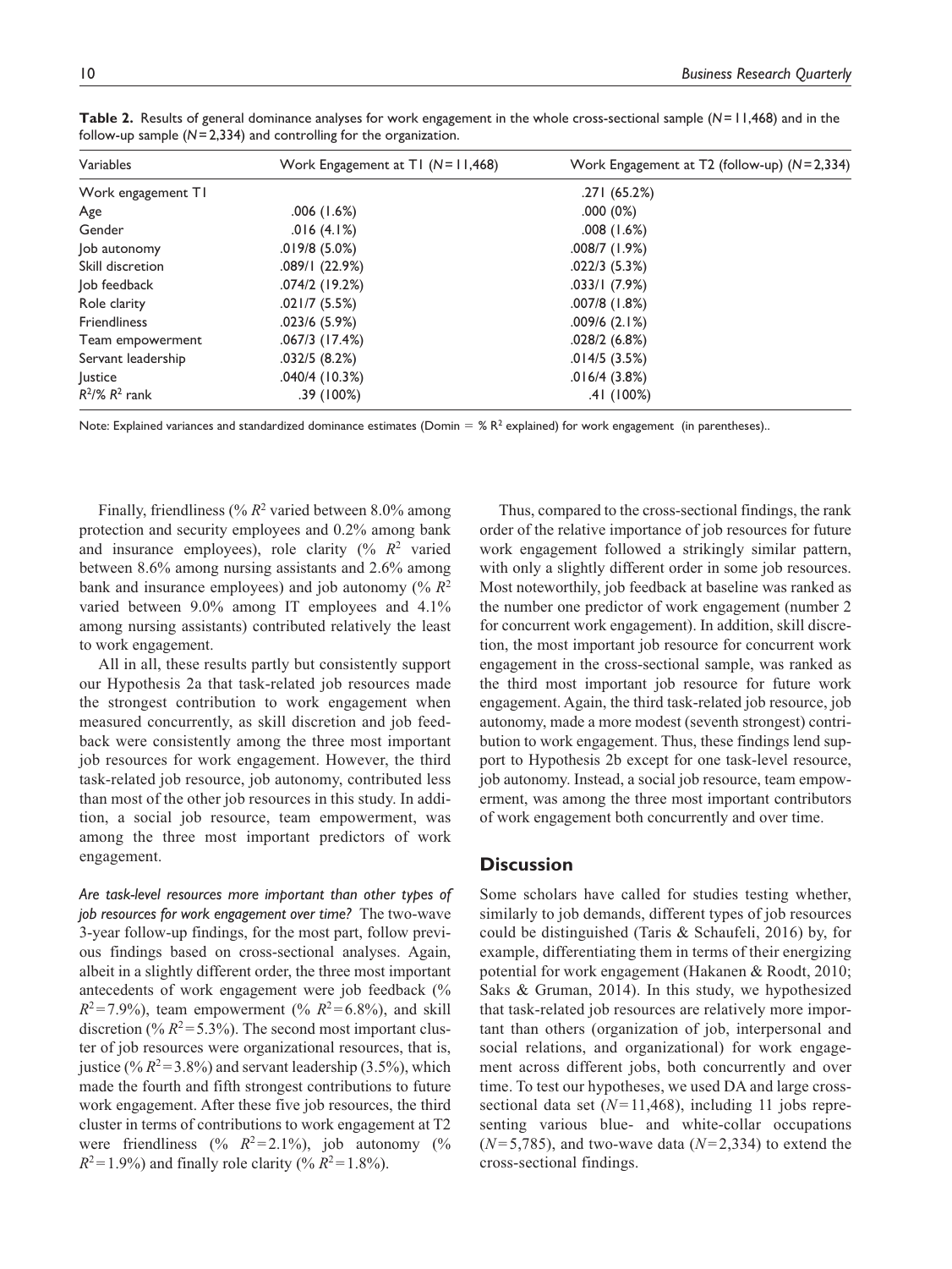**Table 2.** Results of general dominance analyses for work engagement in the whole cross-sectional sample ($N$ = 11,468) and in the follow-up sample ($N$ = 2,334) and controlling for the organization.

| Variables | Work Engagement at T1 ($N$ = 11,468) | Work Engagement at T2 (follow-up) ($N$ = 2,334) |
|---|---|---|
| Work engagement T1 | | .271 (65.2%) |
| Age | .006 (1.6%) | .000 (0%) |
| Gender | .016 (4.1%) | .008 (1.6%) |
| Job autonomy | .019/8 (5.0%) | .008/7 (1.9%) |
| Skill discretion | .089/1 (22.9%) | .022/3 (5.3%) |
| Job feedback | .074/2 (19.2%) | .033/1 (7.9%) |
| Role clarity | .021/7 (5.5%) | .007/8 (1.8%) |
| Friendliness | .023/6 (5.9%) | .009/6 (2.1%) |
| Team empowerment | .067/3 (17.4%) | .028/2 (6.8%) |
| Servant leadership | .032/5 (8.2%) | .014/5 (3.5%) |
| Justice | .040/4 (10.3%) | .016/4 (3.8%) |
| $R^2$/% $R^2$ rank | .39 (100%) | .41 (100%) |

Note: Explained variances and standardized dominance estimates (Domin = % $R^2$ explained) for work engagement (in parentheses)..

Finally, friendliness (% $R^2$ varied between 8.0% among protection and security employees and 0.2% among bank and insurance employees), role clarity (% $R^2$ varied between 8.6% among nursing assistants and 2.6% among bank and insurance employees) and job autonomy (% $R^2$ varied between 9.0% among IT employees and 4.1% among nursing assistants) contributed relatively the least to work engagement.

All in all, these results partly but consistently support our Hypothesis 2a that task-related job resources made the strongest contribution to work engagement when measured concurrently, as skill discretion and job feedback were consistently among the three most important job resources for work engagement. However, the third task-related job resource, job autonomy, contributed less than most of the other job resources in this study. In addition, a social job resource, team empowerment, was among the three most important predictors of work engagement.

*Are task-level resources more important than other types of job resources for work engagement over time?* The two-wave 3-year follow-up findings, for the most part, follow previous findings based on cross-sectional analyses. Again, albeit in a slightly different order, the three most important antecedents of work engagement were job feedback (% $R^2$ = 7.9%), team empowerment (% $R^2$ = 6.8%), and skill discretion (% $R^2$ = 5.3%). The second most important cluster of job resources were organizational resources, that is, justice (% $R^2$ = 3.8%) and servant leadership (3.5%), which made the fourth and fifth strongest contributions to future work engagement. After these five job resources, the third cluster in terms of contributions to work engagement at T2 were friendliness (% $R^2$ = 2.1%), job autonomy (% $R^2$ = 1.9%) and finally role clarity (% $R^2$ = 1.8%).

Thus, compared to the cross-sectional findings, the rank order of the relative importance of job resources for future work engagement followed a strikingly similar pattern, with only a slightly different order in some job resources. Most noteworthily, job feedback at baseline was ranked as the number one predictor of work engagement (number 2 for concurrent work engagement). In addition, skill discretion, the most important job resource for concurrent work engagement in the cross-sectional sample, was ranked as the third most important job resource for future work engagement. Again, the third task-related job resource, job autonomy, made a more modest (seventh strongest) contribution to work engagement. Thus, these findings lend support to Hypothesis 2b except for one task-level resource, job autonomy. Instead, a social job resource, team empowerment, was among the three most important contributors of work engagement both concurrently and over time.

## Discussion

Some scholars have called for studies testing whether, similarly to job demands, different types of job resources could be distinguished (Taris & Schaufeli, 2016) by, for example, differentiating them in terms of their energizing potential for work engagement (Hakanen & Roodt, 2010; Saks & Gruman, 2014). In this study, we hypothesized that task-related job resources are relatively more important than others (organization of job, interpersonal and social relations, and organizational) for work engagement across different jobs, both concurrently and over time. To test our hypotheses, we used DA and large cross-sectional data set ($N$ = 11,468), including 11 jobs representing various blue- and white-collar occupations ($N$ = 5,785), and two-wave data ($N$ = 2,334) to extend the cross-sectional findings.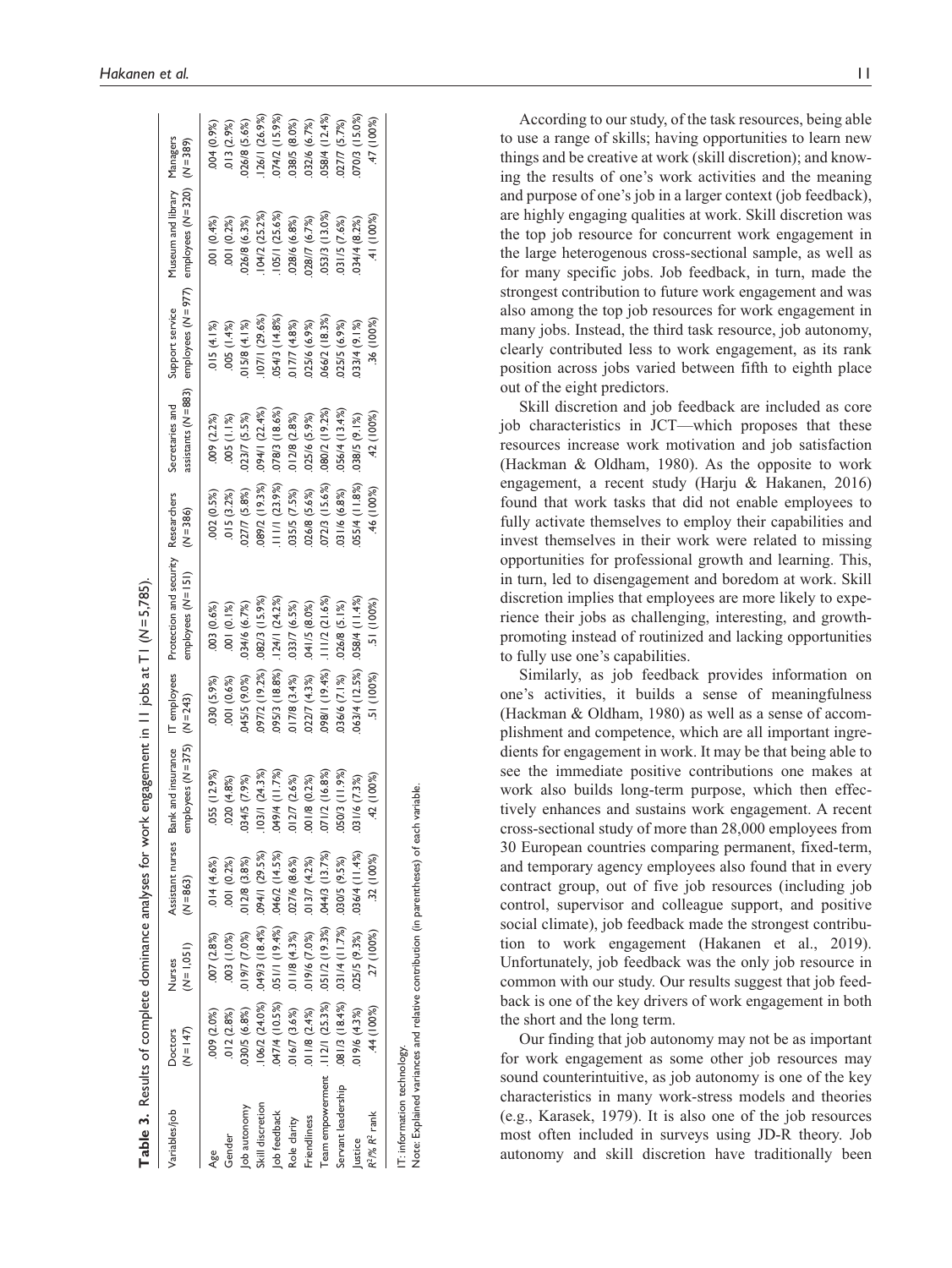**Table 3.** Results of complete dominance analyses for work engagement in 11 jobs at T1 (N = 5,785).

| Variables/job | Doctors (N = 147) | Nurses (N = 1,051) | Assistant nurses (N = 863) | Bank and insurance employees (N = 375) | IT employees (N = 243) | Protection and security employees (N = 151) | Researchers (N = 386) | Secretaries and assistants (N = 883) | Support service employees (N = 977) | Museum and library employees (N = 320) | Managers (N = 389) |
|---|---|---|---|---|---|---|---|---|---|---|---|
| Age | .009 (2.0%) | .007 (2.8%) | .014 (4.6%) | .055 (12.9%) | .030 (5.9%) | .003 (0.6%) | .002 (0.5%) | .009 (2.2%) | .015 (4.1%) | .001 (0.4%) | .004 (0.9%) |
| Gender | .012 (2.8%) | .003 (1.0%) | .001 (0.2%) | .020 (4.8%) | .001 (0.6%) | .001 (0.1%) | .015 (3.2%) | .005 (1.1%) | .005 (1.4%) | .001 (0.2%) | .013 (2.9%) |
| Job autonomy | .030/5 (6.8%) | .019/7 (7.0%) | .012/8 (3.8%) | .034/5 (7.9%) | .045/5 (9.0%) | .034/6 (6.7%) | .027/7 (5.8%) | .023/7 (5.5%) | .015/8 (4.1%) | .026/8 (6.3%) | .026/8 (5.6%) |
| Skill discretion | .106/2 (24.0%) | .049/3 (18.4%) | .094/1 (29.5%) | .103/1 (24.3%) | .097/2 (19.2%) | .082/3 (15.9%) | .089/2 (19.3%) | .094/1 (22.4%) | .107/1 (29.6%) | .104/2 (25.2%) | .126/1 (26.9%) |
| Job feedback | .047/4 (10.5%) | .051/1 (19.4%) | .046/2 (14.5%) | .049/4 (11.7%) | .095/3 (18.8%) | .124/1 (24.2%) | .111/1 (23.9%) | .078/3 (18.6%) | .054/3 (14.8%) | .105/1 (25.6%) | .074/2 (15.9%) |
| Role clarity | .016/7 (3.6%) | .011/8 (4.3%) | .027/6 (8.6%) | .012/7 (2.6%) | .017/8 (3.4%) | .033/7 (6.5%) | .035/5 (7.5%) | .012/8 (2.8%) | .017/7 (4.8%) | .028/6 (6.8%) | .038/5 (8.0%) |
| Friendliness | .011/8 (2.4%) | .019/6 (7.0%) | .013/7 (4.2%) | .001/8 (0.2%) | .022/7 (4.3%) | .041/5 (8.0%) | .026/8 (5.6%) | .025/6 (5.9%) | .025/6 (6.9%) | .028/7 (6.7%) | .032/6 (6.7%) |
| Team empowerment | .112/1 (25.3%) | .051/2 (19.3%) | .044/3 (13.7%) | .071/2 (16.8%) | .098/1 (19.4%) | .111/2 (21.6%) | .072/3 (15.6%) | .080/2 (19.2%) | .066/2 (18.3%) | .053/3 (13.0%) | .058/4 (12.4%) |
| Servant leadership | .081/3 (18.4%) | .031/4 (11.7%) | .030/5 (9.5%) | .050/3 (11.9%) | .036/6 (7.1%) | .026/8 (5.1%) | .031/6 (6.8%) | .056/4 (13.4%) | .025/5 (6.9%) | .031/5 (7.6%) | .027/7 (5.7%) |
| Justice | .019/6 (4.3%) | .025/5 (9.3%) | .036/4 (11.4%) | .031/6 (7.3%) | .063/4 (12.5%) | .058/4 (11.4%) | .055/4 (11.8%) | .038/5 (9.1%) | .033/4 (9.1%) | .034/4 (8.2%) | .070/3 (15.0%) |
| $R^2$/% $R^2$ rank | .44 (100%) | .27 (100%) | .32 (100%) | .42 (100%) | .51 (100%) | .51 (100%) | .46 (100%) | .42 (100%) | .36 (100%) | .41 (100%) | .47 (100%) |

IT: information technology.
Note: Explained variances and relative contribution (in parentheses) of each variable.

According to our study, of the task resources, being able to use a range of skills; having opportunities to learn new things and be creative at work (skill discretion); and knowing the results of one's work activities and the meaning and purpose of one's job in a larger context (job feedback), are highly engaging qualities at work. Skill discretion was the top job resource for concurrent work engagement in the large heterogenous cross-sectional sample, as well as for many specific jobs. Job feedback, in turn, made the strongest contribution to future work engagement and was also among the top job resources for work engagement in many jobs. Instead, the third task resource, job autonomy, clearly contributed less to work engagement, as its rank position across jobs varied between fifth to eighth place out of the eight predictors.

Skill discretion and job feedback are included as core job characteristics in JCT—which proposes that these resources increase work motivation and job satisfaction (Hackman & Oldham, 1980). As the opposite to work engagement, a recent study (Harju & Hakanen, 2016) found that work tasks that did not enable employees to fully activate themselves to employ their capabilities and invest themselves in their work were related to missing opportunities for professional growth and learning. This, in turn, led to disengagement and boredom at work. Skill discretion implies that employees are more likely to experience their jobs as challenging, interesting, and growth-promoting instead of routinized and lacking opportunities to fully use one's capabilities.

Similarly, as job feedback provides information on one's activities, it builds a sense of meaningfulness (Hackman & Oldham, 1980) as well as a sense of accomplishment and competence, which are all important ingredients for engagement in work. It may be that being able to see the immediate positive contributions one makes at work also builds long-term purpose, which then effectively enhances and sustains work engagement. A recent cross-sectional study of more than 28,000 employees from 30 European countries comparing permanent, fixed-term, and temporary agency employees also found that in every contract group, out of five job resources (including job control, supervisor and colleague support, and positive social climate), job feedback made the strongest contribution to work engagement (Hakanen et al., 2019). Unfortunately, job feedback was the only job resource in common with our study. Our results suggest that job feedback is one of the key drivers of work engagement in both the short and the long term.

Our finding that job autonomy may not be as important for work engagement as some other job resources may sound counterintuitive, as job autonomy is one of the key characteristics in many work-stress models and theories (e.g., Karasek, 1979). It is also one of the job resources most often included in surveys using JD-R theory. Job autonomy and skill discretion have traditionally been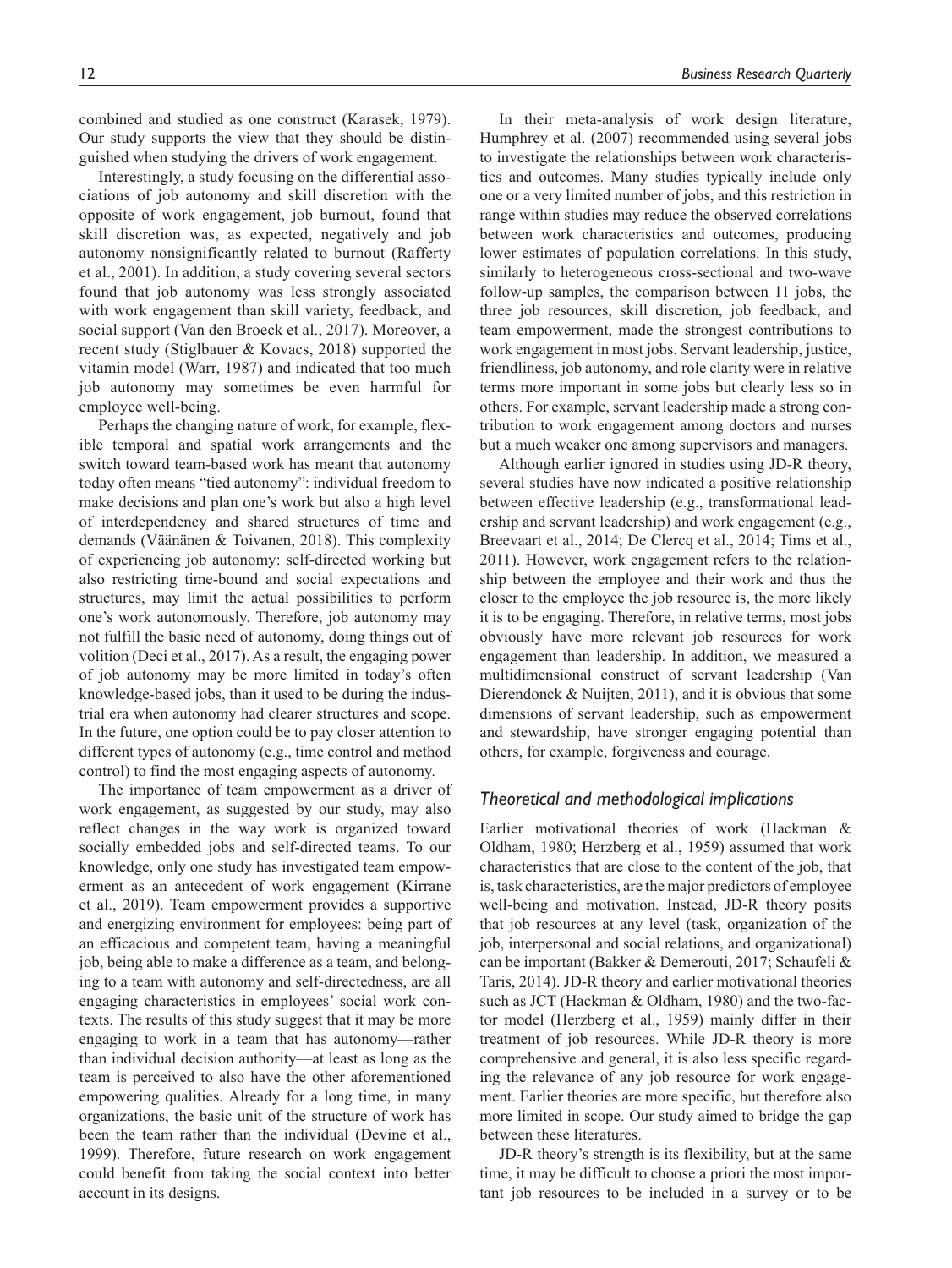combined and studied as one construct (Karasek, 1979). Our study supports the view that they should be distinguished when studying the drivers of work engagement.

Interestingly, a study focusing on the differential associations of job autonomy and skill discretion with the opposite of work engagement, job burnout, found that skill discretion was, as expected, negatively and job autonomy nonsignificantly related to burnout (Rafferty et al., 2001). In addition, a study covering several sectors found that job autonomy was less strongly associated with work engagement than skill variety, feedback, and social support (Van den Broeck et al., 2017). Moreover, a recent study (Stiglbauer & Kovacs, 2018) supported the vitamin model (Warr, 1987) and indicated that too much job autonomy may sometimes be even harmful for employee well-being.

Perhaps the changing nature of work, for example, flexible temporal and spatial work arrangements and the switch toward team-based work has meant that autonomy today often means "tied autonomy": individual freedom to make decisions and plan one's work but also a high level of interdependency and shared structures of time and demands (Väänänen & Toivanen, 2018). This complexity of experiencing job autonomy: self-directed working but also restricting time-bound and social expectations and structures, may limit the actual possibilities to perform one's work autonomously. Therefore, job autonomy may not fulfill the basic need of autonomy, doing things out of volition (Deci et al., 2017). As a result, the engaging power of job autonomy may be more limited in today's often knowledge-based jobs, than it used to be during the industrial era when autonomy had clearer structures and scope. In the future, one option could be to pay closer attention to different types of autonomy (e.g., time control and method control) to find the most engaging aspects of autonomy.

The importance of team empowerment as a driver of work engagement, as suggested by our study, may also reflect changes in the way work is organized toward socially embedded jobs and self-directed teams. To our knowledge, only one study has investigated team empowerment as an antecedent of work engagement (Kirrane et al., 2019). Team empowerment provides a supportive and energizing environment for employees: being part of an efficacious and competent team, having a meaningful job, being able to make a difference as a team, and belonging to a team with autonomy and self-directedness, are all engaging characteristics in employees' social work contexts. The results of this study suggest that it may be more engaging to work in a team that has autonomy—rather than individual decision authority—at least as long as the team is perceived to also have the other aforementioned empowering qualities. Already for a long time, in many organizations, the basic unit of the structure of work has been the team rather than the individual (Devine et al., 1999). Therefore, future research on work engagement could benefit from taking the social context into better account in its designs.

In their meta-analysis of work design literature, Humphrey et al. (2007) recommended using several jobs to investigate the relationships between work characteristics and outcomes. Many studies typically include only one or a very limited number of jobs, and this restriction in range within studies may reduce the observed correlations between work characteristics and outcomes, producing lower estimates of population correlations. In this study, similarly to heterogeneous cross-sectional and two-wave follow-up samples, the comparison between 11 jobs, the three job resources, skill discretion, job feedback, and team empowerment, made the strongest contributions to work engagement in most jobs. Servant leadership, justice, friendliness, job autonomy, and role clarity were in relative terms more important in some jobs but clearly less so in others. For example, servant leadership made a strong contribution to work engagement among doctors and nurses but a much weaker one among supervisors and managers.

Although earlier ignored in studies using JD-R theory, several studies have now indicated a positive relationship between effective leadership (e.g., transformational leadership and servant leadership) and work engagement (e.g., Breevaart et al., 2014; De Clercq et al., 2014; Tims et al., 2011). However, work engagement refers to the relationship between the employee and their work and thus the closer to the employee the job resource is, the more likely it is to be engaging. Therefore, in relative terms, most jobs obviously have more relevant job resources for work engagement than leadership. In addition, we measured a multidimensional construct of servant leadership (Van Dierendonck & Nuijten, 2011), and it is obvious that some dimensions of servant leadership, such as empowerment and stewardship, have stronger engaging potential than others, for example, forgiveness and courage.

### *Theoretical and methodological implications*

Earlier motivational theories of work (Hackman & Oldham, 1980; Herzberg et al., 1959) assumed that work characteristics that are close to the content of the job, that is, task characteristics, are the major predictors of employee well-being and motivation. Instead, JD-R theory posits that job resources at any level (task, organization of the job, interpersonal and social relations, and organizational) can be important (Bakker & Demerouti, 2017; Schaufeli & Taris, 2014). JD-R theory and earlier motivational theories such as JCT (Hackman & Oldham, 1980) and the two-factor model (Herzberg et al., 1959) mainly differ in their treatment of job resources. While JD-R theory is more comprehensive and general, it is also less specific regarding the relevance of any job resource for work engagement. Earlier theories are more specific, but therefore also more limited in scope. Our study aimed to bridge the gap between these literatures.

JD-R theory's strength is its flexibility, but at the same time, it may be difficult to choose a priori the most important job resources to be included in a survey or to be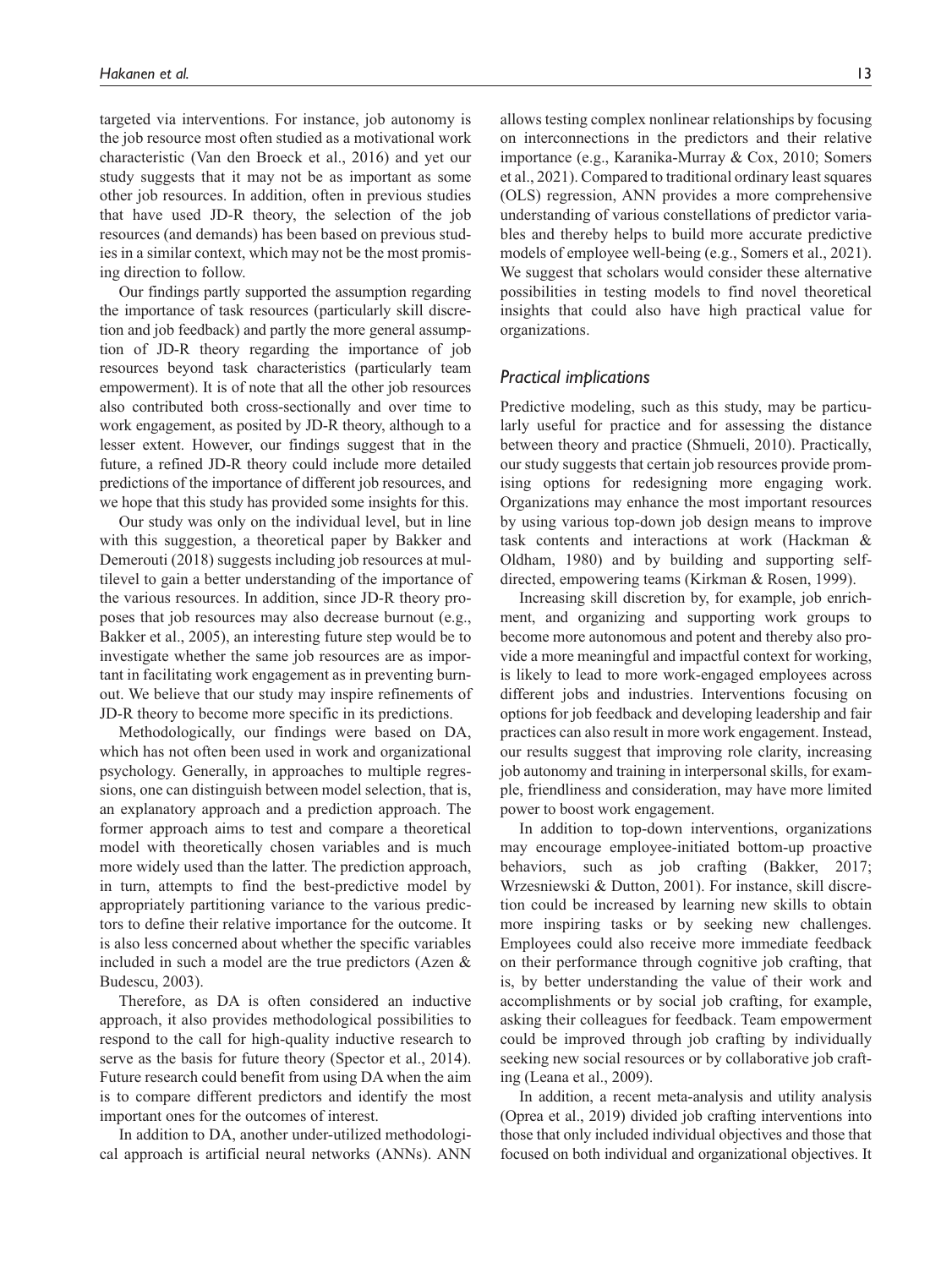targeted via interventions. For instance, job autonomy is the job resource most often studied as a motivational work characteristic (Van den Broeck et al., 2016) and yet our study suggests that it may not be as important as some other job resources. In addition, often in previous studies that have used JD-R theory, the selection of the job resources (and demands) has been based on previous studies in a similar context, which may not be the most promising direction to follow.

Our findings partly supported the assumption regarding the importance of task resources (particularly skill discretion and job feedback) and partly the more general assumption of JD-R theory regarding the importance of job resources beyond task characteristics (particularly team empowerment). It is of note that all the other job resources also contributed both cross-sectionally and over time to work engagement, as posited by JD-R theory, although to a lesser extent. However, our findings suggest that in the future, a refined JD-R theory could include more detailed predictions of the importance of different job resources, and we hope that this study has provided some insights for this.

Our study was only on the individual level, but in line with this suggestion, a theoretical paper by Bakker and Demerouti (2018) suggests including job resources at multilevel to gain a better understanding of the importance of the various resources. In addition, since JD-R theory proposes that job resources may also decrease burnout (e.g., Bakker et al., 2005), an interesting future step would be to investigate whether the same job resources are as important in facilitating work engagement as in preventing burnout. We believe that our study may inspire refinements of JD-R theory to become more specific in its predictions.

Methodologically, our findings were based on DA, which has not often been used in work and organizational psychology. Generally, in approaches to multiple regressions, one can distinguish between model selection, that is, an explanatory approach and a prediction approach. The former approach aims to test and compare a theoretical model with theoretically chosen variables and is much more widely used than the latter. The prediction approach, in turn, attempts to find the best-predictive model by appropriately partitioning variance to the various predictors to define their relative importance for the outcome. It is also less concerned about whether the specific variables included in such a model are the true predictors (Azen & Budescu, 2003).

Therefore, as DA is often considered an inductive approach, it also provides methodological possibilities to respond to the call for high-quality inductive research to serve as the basis for future theory (Spector et al., 2014). Future research could benefit from using DA when the aim is to compare different predictors and identify the most important ones for the outcomes of interest.

In addition to DA, another under-utilized methodological approach is artificial neural networks (ANNs). ANN allows testing complex nonlinear relationships by focusing on interconnections in the predictors and their relative importance (e.g., Karanika-Murray & Cox, 2010; Somers et al., 2021). Compared to traditional ordinary least squares (OLS) regression, ANN provides a more comprehensive understanding of various constellations of predictor variables and thereby helps to build more accurate predictive models of employee well-being (e.g., Somers et al., 2021). We suggest that scholars would consider these alternative possibilities in testing models to find novel theoretical insights that could also have high practical value for organizations.

### *Practical implications*

Predictive modeling, such as this study, may be particularly useful for practice and for assessing the distance between theory and practice (Shmueli, 2010). Practically, our study suggests that certain job resources provide promising options for redesigning more engaging work. Organizations may enhance the most important resources by using various top-down job design means to improve task contents and interactions at work (Hackman & Oldham, 1980) and by building and supporting self-directed, empowering teams (Kirkman & Rosen, 1999).

Increasing skill discretion by, for example, job enrichment, and organizing and supporting work groups to become more autonomous and potent and thereby also provide a more meaningful and impactful context for working, is likely to lead to more work-engaged employees across different jobs and industries. Interventions focusing on options for job feedback and developing leadership and fair practices can also result in more work engagement. Instead, our results suggest that improving role clarity, increasing job autonomy and training in interpersonal skills, for example, friendliness and consideration, may have more limited power to boost work engagement.

In addition to top-down interventions, organizations may encourage employee-initiated bottom-up proactive behaviors, such as job crafting (Bakker, 2017; Wrzesniewski & Dutton, 2001). For instance, skill discretion could be increased by learning new skills to obtain more inspiring tasks or by seeking new challenges. Employees could also receive more immediate feedback on their performance through cognitive job crafting, that is, by better understanding the value of their work and accomplishments or by social job crafting, for example, asking their colleagues for feedback. Team empowerment could be improved through job crafting by individually seeking new social resources or by collaborative job crafting (Leana et al., 2009).

In addition, a recent meta-analysis and utility analysis (Oprea et al., 2019) divided job crafting interventions into those that only included individual objectives and those that focused on both individual and organizational objectives. It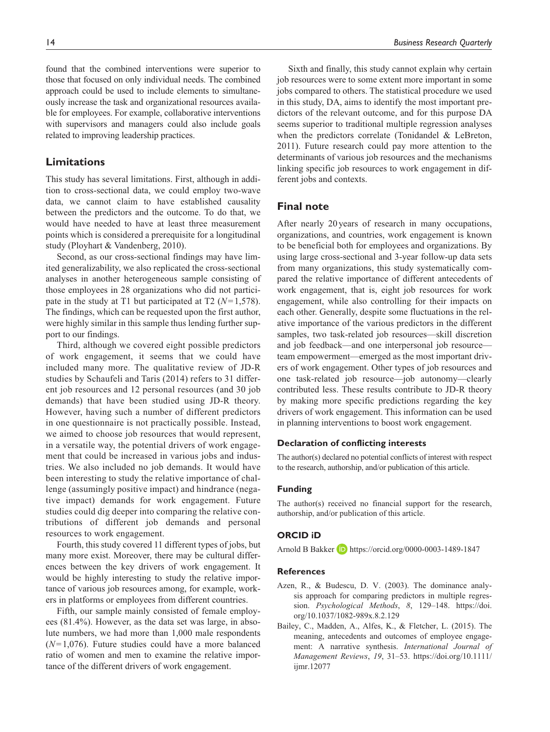found that the combined interventions were superior to those that focused on only individual needs. The combined approach could be used to include elements to simultaneously increase the task and organizational resources available for employees. For example, collaborative interventions with supervisors and managers could also include goals related to improving leadership practices.

## Limitations

This study has several limitations. First, although in addition to cross-sectional data, we could employ two-wave data, we cannot claim to have established causality between the predictors and the outcome. To do that, we would have needed to have at least three measurement points which is considered a prerequisite for a longitudinal study (Ployhart & Vandenberg, 2010).

Second, as our cross-sectional findings may have limited generalizability, we also replicated the cross-sectional analyses in another heterogeneous sample consisting of those employees in 28 organizations who did not participate in the study at T1 but participated at T2 ($N=1,578$). The findings, which can be requested upon the first author, were highly similar in this sample thus lending further support to our findings.

Third, although we covered eight possible predictors of work engagement, it seems that we could have included many more. The qualitative review of JD-R studies by Schaufeli and Taris (2014) refers to 31 different job resources and 12 personal resources (and 30 job demands) that have been studied using JD-R theory. However, having such a number of different predictors in one questionnaire is not practically possible. Instead, we aimed to choose job resources that would represent, in a versatile way, the potential drivers of work engagement that could be increased in various jobs and industries. We also included no job demands. It would have been interesting to study the relative importance of challenge (assumingly positive impact) and hindrance (negative impact) demands for work engagement. Future studies could dig deeper into comparing the relative contributions of different job demands and personal resources to work engagement.

Fourth, this study covered 11 different types of jobs, but many more exist. Moreover, there may be cultural differences between the key drivers of work engagement. It would be highly interesting to study the relative importance of various job resources among, for example, workers in platforms or employees from different countries.

Fifth, our sample mainly consisted of female employees (81.4%). However, as the data set was large, in absolute numbers, we had more than 1,000 male respondents ($N=1,076$). Future studies could have a more balanced ratio of women and men to examine the relative importance of the different drivers of work engagement.

Sixth and finally, this study cannot explain why certain job resources were to some extent more important in some jobs compared to others. The statistical procedure we used in this study, DA, aims to identify the most important predictors of the relevant outcome, and for this purpose DA seems superior to traditional multiple regression analyses when the predictors correlate (Tonidandel & LeBreton, 2011). Future research could pay more attention to the determinants of various job resources and the mechanisms linking specific job resources to work engagement in different jobs and contexts.

## Final note

After nearly 20 years of research in many occupations, organizations, and countries, work engagement is known to be beneficial both for employees and organizations. By using large cross-sectional and 3-year follow-up data sets from many organizations, this study systematically compared the relative importance of different antecedents of work engagement, that is, eight job resources for work engagement, while also controlling for their impacts on each other. Generally, despite some fluctuations in the relative importance of the various predictors in the different samples, two task-related job resources—skill discretion and job feedback—and one interpersonal job resource—team empowerment—emerged as the most important drivers of work engagement. Other types of job resources and one task-related job resource—job autonomy—clearly contributed less. These results contribute to JD-R theory by making more specific predictions regarding the key drivers of work engagement. This information can be used in planning interventions to boost work engagement.

### Declaration of conflicting interests

The author(s) declared no potential conflicts of interest with respect to the research, authorship, and/or publication of this article.

### Funding

The author(s) received no financial support for the research, authorship, and/or publication of this article.

### ORCID iD

Arnold B Bakker https://orcid.org/0000-0003-1489-1847

### References

Azen, R., & Budescu, D. V. (2003). The dominance analysis approach for comparing predictors in multiple regression. *Psychological Methods*, *8*, 129–148. https://doi.org/10.1037/1082-989x.8.2.129

Bailey, C., Madden, A., Alfes, K., & Fletcher, L. (2015). The meaning, antecedents and outcomes of employee engagement: A narrative synthesis. *International Journal of Management Reviews*, *19*, 31–53. https://doi.org/10.1111/ijmr.12077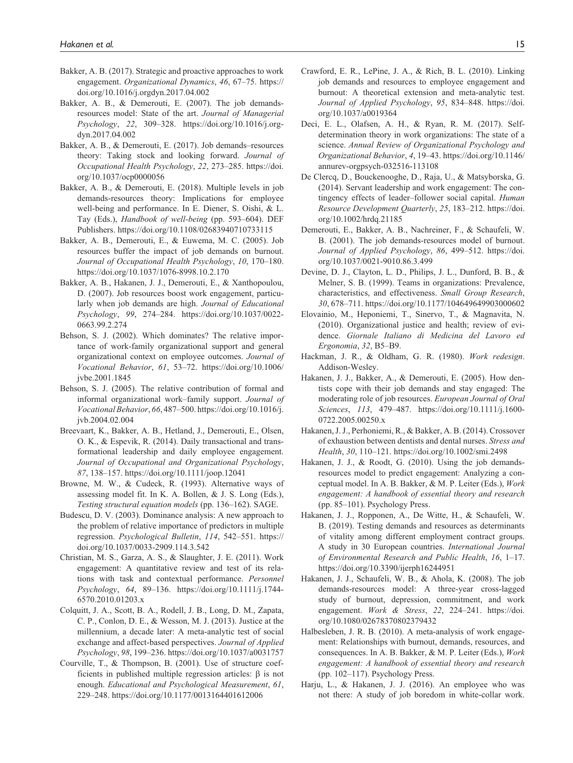Bakker, A. B. (2017). Strategic and proactive approaches to work engagement. *Organizational Dynamics*, *46*, 67–75. https://doi.org/10.1016/j.orgdyn.2017.04.002

Bakker, A. B., & Demerouti, E. (2007). The job demands-resources model: State of the art. *Journal of Managerial Psychology*, *22*, 309–328. https://doi.org/10.1016/j.orgdyn.2017.04.002

Bakker, A. B., & Demerouti, E. (2017). Job demands–resources theory: Taking stock and looking forward. *Journal of Occupational Health Psychology*, *22*, 273–285. https://doi.org/10.1037/ocp0000056

Bakker, A. B., & Demerouti, E. (2018). Multiple levels in job demands-resources theory: Implications for employee well-being and performance. In E. Diener, S. Oishi, & L. Tay (Eds.), *Handbook of well-being* (pp. 593–604). DEF Publishers. https://doi.org/10.1108/02683940710733115

Bakker, A. B., Demerouti, E., & Euwema, M. C. (2005). Job resources buffer the impact of job demands on burnout. *Journal of Occupational Health Psychology*, *10*, 170–180. https://doi.org/10.1037/1076-8998.10.2.170

Bakker, A. B., Hakanen, J. J., Demerouti, E., & Xanthopoulou, D. (2007). Job resources boost work engagement, particularly when job demands are high. *Journal of Educational Psychology*, *99*, 274–284. https://doi.org/10.1037/0022-0663.99.2.274

Behson, S. J. (2002). Which dominates? The relative importance of work-family organizational support and general organizational context on employee outcomes. *Journal of Vocational Behavior*, *61*, 53–72. https://doi.org/10.1006/jvbe.2001.1845

Behson, S. J. (2005). The relative contribution of formal and informal organizational work–family support. *Journal of Vocational Behavior*, *66*, 487–500. https://doi.org/10.1016/j.jvb.2004.02.004

Breevaart, K., Bakker, A. B., Hetland, J., Demerouti, E., Olsen, O. K., & Espevik, R. (2014). Daily transactional and transformational leadership and daily employee engagement. *Journal of Occupational and Organizational Psychology*, *87*, 138–157. https://doi.org/10.1111/joop.12041

Browne, M. W., & Cudeck, R. (1993). Alternative ways of assessing model fit. In K. A. Bollen, & J. S. Long (Eds.), *Testing structural equation models* (pp. 136–162). SAGE.

Budescu, D. V. (2003). Dominance analysis: A new approach to the problem of relative importance of predictors in multiple regression. *Psychological Bulletin*, *114*, 542–551. https://doi.org/10.1037/0033-2909.114.3.542

Christian, M. S., Garza, A. S., & Slaughter, J. E. (2011). Work engagement: A quantitative review and test of its relations with task and contextual performance. *Personnel Psychology*, *64*, 89–136. https://doi.org/10.1111/j.1744-6570.2010.01203.x

Colquitt, J. A., Scott, B. A., Rodell, J. B., Long, D. M., Zapata, C. P., Conlon, D. E., & Wesson, M. J. (2013). Justice at the millennium, a decade later: A meta-analytic test of social exchange and affect-based perspectives. *Journal of Applied Psychology*, *98*, 199–236. https://doi.org/10.1037/a0031757

Courville, T., & Thompson, B. (2001). Use of structure coefficients in published multiple regression articles: β is not enough. *Educational and Psychological Measurement*, *61*, 229–248. https://doi.org/10.1177/0013164401612006

Crawford, E. R., LePine, J. A., & Rich, B. L. (2010). Linking job demands and resources to employee engagement and burnout: A theoretical extension and meta-analytic test. *Journal of Applied Psychology*, *95*, 834–848. https://doi.org/10.1037/a0019364

Deci, E. L., Olafsen, A. H., & Ryan, R. M. (2017). Self-determination theory in work organizations: The state of a science. *Annual Review of Organizational Psychology and Organizational Behavior*, *4*, 19–43. https://doi.org/10.1146/annurev-orgpsych-032516-113108

De Clercq, D., Bouckenooghe, D., Raja, U., & Matsyborska, G. (2014). Servant leadership and work engagement: The contingency effects of leader–follower social capital. *Human Resource Development Quarterly*, *25*, 183–212. https://doi.org/10.1002/hrdq.21185

Demerouti, E., Bakker, A. B., Nachreiner, F., & Schaufeli, W. B. (2001). The job demands-resources model of burnout. *Journal of Applied Psychology*, *86*, 499–512. https://doi.org/10.1037/0021-9010.86.3.499

Devine, D. J., Clayton, L. D., Philips, J. L., Dunford, B. B., & Melner, S. B. (1999). Teams in organizations: Prevalence, characteristics, and effectiveness. *Small Group Research*, *30*, 678–711. https://doi.org/10.1177/104649649903000602

Elovainio, M., Heponiemi, T., Sinervo, T., & Magnavita, N. (2010). Organizational justice and health; review of evidence. *Giornale Italiano di Medicina del Lavoro ed Ergonomia*, *32*, B5–B9.

Hackman, J. R., & Oldham, G. R. (1980). *Work redesign*. Addison-Wesley.

Hakanen, J. J., Bakker, A., & Demerouti, E. (2005). How dentists cope with their job demands and stay engaged: The moderating role of job resources. *European Journal of Oral Sciences*, *113*, 479–487. https://doi.org/10.1111/j.1600-0722.2005.00250.x

Hakanen, J. J., Perhoniemi, R., & Bakker, A. B. (2014). Crossover of exhaustion between dentists and dental nurses. *Stress and Health*, *30*, 110–121. https://doi.org/10.1002/smi.2498

Hakanen, J. J., & Roodt, G. (2010). Using the job demands-resources model to predict engagement: Analyzing a conceptual model. In A. B. Bakker, & M. P. Leiter (Eds.), *Work engagement: A handbook of essential theory and research* (pp. 85–101). Psychology Press.

Hakanen, J. J., Ropponen, A., De Witte, H., & Schaufeli, W. B. (2019). Testing demands and resources as determinants of vitality among different employment contract groups. A study in 30 European countries. *International Journal of Environmental Research and Public Health*, *16*, 1–17. https://doi.org/10.3390/ijerph16244951

Hakanen, J. J., Schaufeli, W. B., & Ahola, K. (2008). The job demands-resources model: A three-year cross-lagged study of burnout, depression, commitment, and work engagement. *Work & Stress*, *22*, 224–241. https://doi.org/10.1080/02678370802379432

Halbesleben, J. R. B. (2010). A meta-analysis of work engagement: Relationships with burnout, demands, resources, and consequences. In A. B. Bakker, & M. P. Leiter (Eds.), *Work engagement: A handbook of essential theory and research* (pp. 102–117). Psychology Press.

Harju, L., & Hakanen, J. J. (2016). An employee who was not there: A study of job boredom in white-collar work.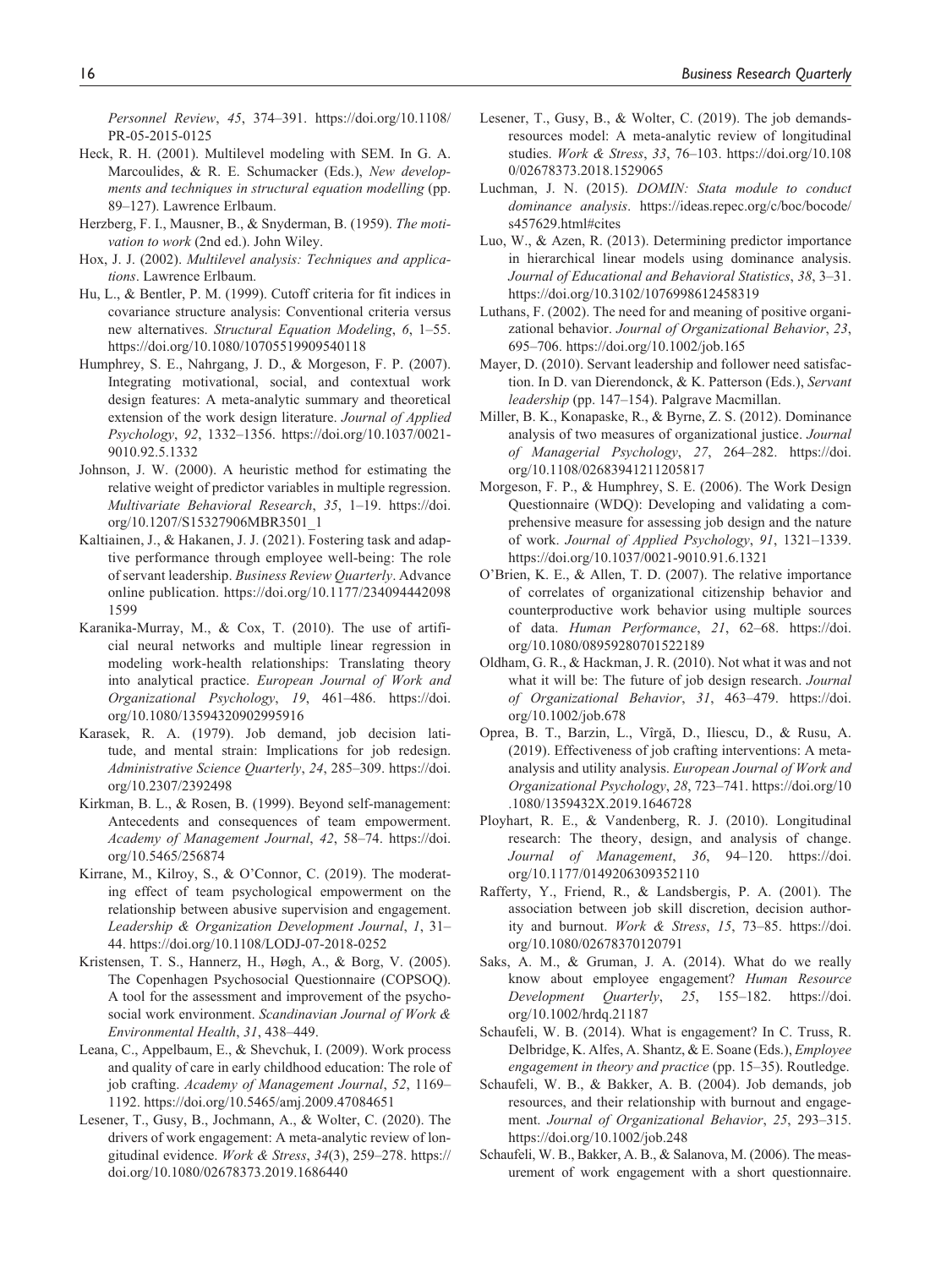*Personnel Review*, *45*, 374–391. https://doi.org/10.1108/PR-05-2015-0125

Heck, R. H. (2001). Multilevel modeling with SEM. In G. A. Marcoulides, & R. E. Schumacker (Eds.), *New developments and techniques in structural equation modelling* (pp. 89–127). Lawrence Erlbaum.

Herzberg, F. I., Mausner, B., & Snyderman, B. (1959). *The motivation to work* (2nd ed.). John Wiley.

Hox, J. J. (2002). *Multilevel analysis: Techniques and applications*. Lawrence Erlbaum.

Hu, L., & Bentler, P. M. (1999). Cutoff criteria for fit indices in covariance structure analysis: Conventional criteria versus new alternatives. *Structural Equation Modeling*, *6*, 1–55. https://doi.org/10.1080/10705519909540118

Humphrey, S. E., Nahrgang, J. D., & Morgeson, F. P. (2007). Integrating motivational, social, and contextual work design features: A meta-analytic summary and theoretical extension of the work design literature. *Journal of Applied Psychology*, *92*, 1332–1356. https://doi.org/10.1037/0021-9010.92.5.1332

Johnson, J. W. (2000). A heuristic method for estimating the relative weight of predictor variables in multiple regression. *Multivariate Behavioral Research*, *35*, 1–19. https://doi.org/10.1207/S15327906MBR3501_1

Kaltiainen, J., & Hakanen, J. J. (2021). Fostering task and adaptive performance through employee well-being: The role of servant leadership. *Business Review Quarterly*. Advance online publication. https://doi.org/10.1177/2340944420981599

Karanika-Murray, M., & Cox, T. (2010). The use of artificial neural networks and multiple linear regression in modeling work-health relationships: Translating theory into analytical practice. *European Journal of Work and Organizational Psychology*, *19*, 461–486. https://doi.org/10.1080/13594320902995916

Karasek, R. A. (1979). Job demand, job decision latitude, and mental strain: Implications for job redesign. *Administrative Science Quarterly*, *24*, 285–309. https://doi.org/10.2307/2392498

Kirkman, B. L., & Rosen, B. (1999). Beyond self-management: Antecedents and consequences of team empowerment. *Academy of Management Journal*, *42*, 58–74. https://doi.org/10.5465/256874

Kirrane, M., Kilroy, S., & O'Connor, C. (2019). The moderating effect of team psychological empowerment on the relationship between abusive supervision and engagement. *Leadership & Organization Development Journal*, *1*, 31–44. https://doi.org/10.1108/LODJ-07-2018-0252

Kristensen, T. S., Hannerz, H., Høgh, A., & Borg, V. (2005). The Copenhagen Psychosocial Questionnaire (COPSOQ). A tool for the assessment and improvement of the psychosocial work environment. *Scandinavian Journal of Work & Environmental Health*, *31*, 438–449.

Leana, C., Appelbaum, E., & Shevchuk, I. (2009). Work process and quality of care in early childhood education: The role of job crafting. *Academy of Management Journal*, *52*, 1169–1192. https://doi.org/10.5465/amj.2009.47084651

Lesener, T., Gusy, B., Jochmann, A., & Wolter, C. (2020). The drivers of work engagement: A meta-analytic review of longitudinal evidence. *Work & Stress*, *34*(3), 259–278. https://doi.org/10.1080/02678373.2019.1686440

Lesener, T., Gusy, B., & Wolter, C. (2019). The job demands-resources model: A meta-analytic review of longitudinal studies. *Work & Stress*, *33*, 76–103. https://doi.org/10.1080/02678373.2018.1529065

Luchman, J. N. (2015). *DOMIN: Stata module to conduct dominance analysis*. https://ideas.repec.org/c/boc/bocode/s457629.html#cites

Luo, W., & Azen, R. (2013). Determining predictor importance in hierarchical linear models using dominance analysis. *Journal of Educational and Behavioral Statistics*, *38*, 3–31. https://doi.org/10.3102/1076998612458319

Luthans, F. (2002). The need for and meaning of positive organizational behavior. *Journal of Organizational Behavior*, *23*, 695–706. https://doi.org/10.1002/job.165

Mayer, D. (2010). Servant leadership and follower need satisfaction. In D. van Dierendonck, & K. Patterson (Eds.), *Servant leadership* (pp. 147–154). Palgrave Macmillan.

Miller, B. K., Konapaske, R., & Byrne, Z. S. (2012). Dominance analysis of two measures of organizational justice. *Journal of Managerial Psychology*, *27*, 264–282. https://doi.org/10.1108/02683941211205817

Morgeson, F. P., & Humphrey, S. E. (2006). The Work Design Questionnaire (WDQ): Developing and validating a comprehensive measure for assessing job design and the nature of work. *Journal of Applied Psychology*, *91*, 1321–1339. https://doi.org/10.1037/0021-9010.91.6.1321

O'Brien, K. E., & Allen, T. D. (2007). The relative importance of correlates of organizational citizenship behavior and counterproductive work behavior using multiple sources of data. *Human Performance*, *21*, 62–68. https://doi.org/10.1080/08959280701522189

Oldham, G. R., & Hackman, J. R. (2010). Not what it was and not what it will be: The future of job design research. *Journal of Organizational Behavior*, *31*, 463–479. https://doi.org/10.1002/job.678

Oprea, B. T., Barzin, L., Vîrgă, D., Iliescu, D., & Rusu, A. (2019). Effectiveness of job crafting interventions: A meta-analysis and utility analysis. *European Journal of Work and Organizational Psychology*, *28*, 723–741. https://doi.org/10.1080/1359432X.2019.1646728

Ployhart, R. E., & Vandenberg, R. J. (2010). Longitudinal research: The theory, design, and analysis of change. *Journal of Management*, *36*, 94–120. https://doi.org/10.1177/0149206309352110

Rafferty, Y., Friend, R., & Landsbergis, P. A. (2001). The association between job skill discretion, decision authority and burnout. *Work & Stress*, *15*, 73–85. https://doi.org/10.1080/02678370120791

Saks, A. M., & Gruman, J. A. (2014). What do we really know about employee engagement? *Human Resource Development Quarterly*, *25*, 155–182. https://doi.org/10.1002/hrdq.21187

Schaufeli, W. B. (2014). What is engagement? In C. Truss, R. Delbridge, K. Alfes, A. Shantz, & E. Soane (Eds.), *Employee engagement in theory and practice* (pp. 15–35). Routledge.

Schaufeli, W. B., & Bakker, A. B. (2004). Job demands, job resources, and their relationship with burnout and engagement. *Journal of Organizational Behavior*, *25*, 293–315. https://doi.org/10.1002/job.248

Schaufeli, W. B., Bakker, A. B., & Salanova, M. (2006). The measurement of work engagement with a short questionnaire.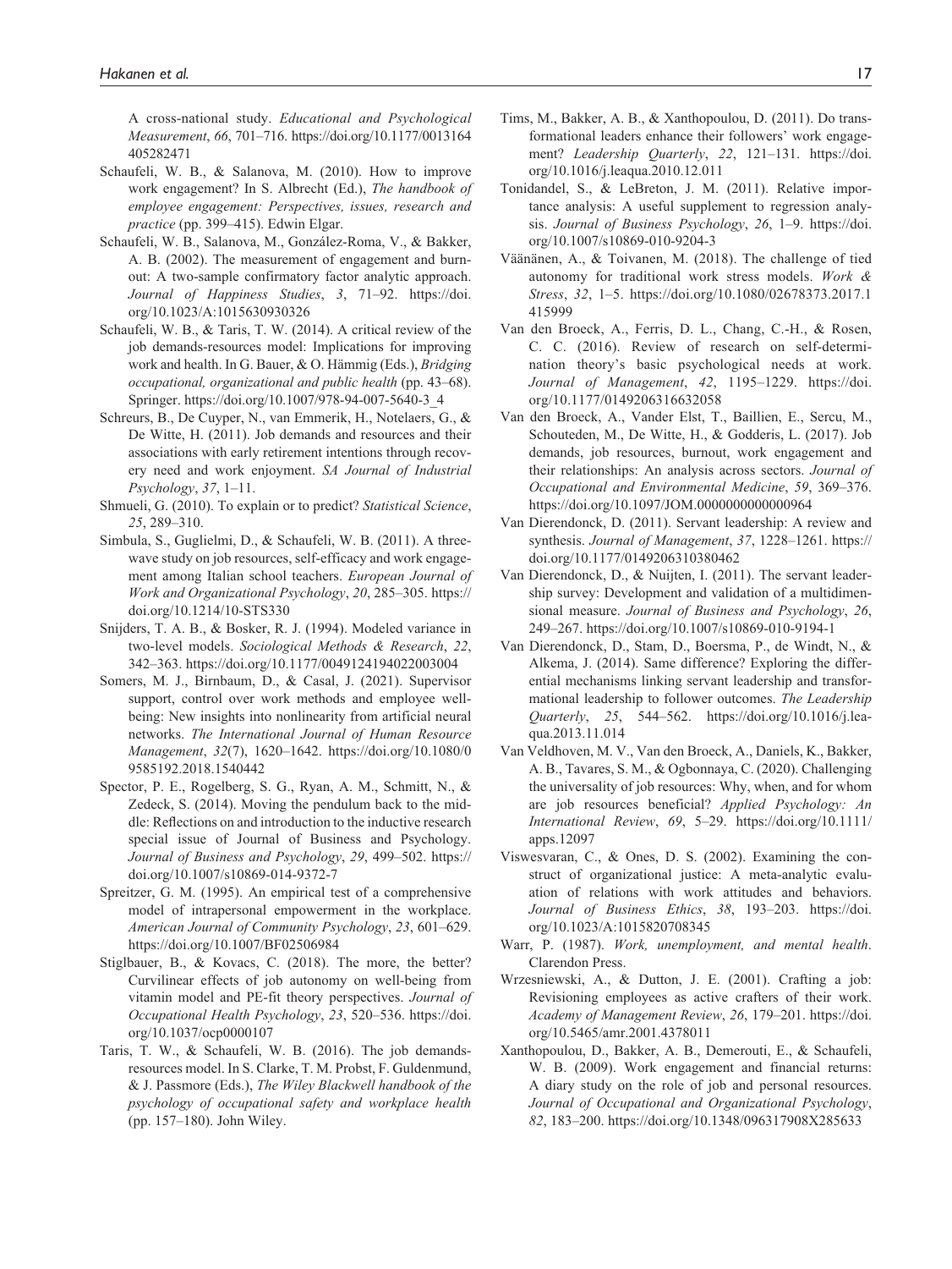A cross-national study. *Educational and Psychological Measurement*, *66*, 701–716. https://doi.org/10.1177/0013164405282471

Schaufeli, W. B., & Salanova, M. (2010). How to improve work engagement? In S. Albrecht (Ed.), *The handbook of employee engagement: Perspectives, issues, research and practice* (pp. 399–415). Edwin Elgar.

Schaufeli, W. B., Salanova, M., González-Roma, V., & Bakker, A. B. (2002). The measurement of engagement and burnout: A two-sample confirmatory factor analytic approach. *Journal of Happiness Studies*, *3*, 71–92. https://doi.org/10.1023/A:1015630930326

Schaufeli, W. B., & Taris, T. W. (2014). A critical review of the job demands-resources model: Implications for improving work and health. In G. Bauer, & O. Hämmig (Eds.), *Bridging occupational, organizational and public health* (pp. 43–68). Springer. https://doi.org/10.1007/978-94-007-5640-3_4

Schreurs, B., De Cuyper, N., van Emmerik, H., Notelaers, G., & De Witte, H. (2011). Job demands and resources and their associations with early retirement intentions through recovery need and work enjoyment. *SA Journal of Industrial Psychology*, *37*, 1–11.

Shmueli, G. (2010). To explain or to predict? *Statistical Science*, *25*, 289–310.

Simbula, S., Guglielmi, D., & Schaufeli, W. B. (2011). A three-wave study on job resources, self-efficacy and work engagement among Italian school teachers. *European Journal of Work and Organizational Psychology*, *20*, 285–305. https://doi.org/10.1214/10-STS330

Snijders, T. A. B., & Bosker, R. J. (1994). Modeled variance in two-level models. *Sociological Methods & Research*, *22*, 342–363. https://doi.org/10.1177/0049124194022003004

Somers, M. J., Birnbaum, D., & Casal, J. (2021). Supervisor support, control over work methods and employee well-being: New insights into nonlinearity from artificial neural networks. *The International Journal of Human Resource Management*, *32*(7), 1620–1642. https://doi.org/10.1080/09585192.2018.1540442

Spector, P. E., Rogelberg, S. G., Ryan, A. M., Schmitt, N., & Zedeck, S. (2014). Moving the pendulum back to the middle: Reflections on and introduction to the inductive research special issue of Journal of Business and Psychology. *Journal of Business and Psychology*, *29*, 499–502. https://doi.org/10.1007/s10869-014-9372-7

Spreitzer, G. M. (1995). An empirical test of a comprehensive model of intrapersonal empowerment in the workplace. *American Journal of Community Psychology*, *23*, 601–629. https://doi.org/10.1007/BF02506984

Stiglbauer, B., & Kovacs, C. (2018). The more, the better? Curvilinear effects of job autonomy on well-being from vitamin model and PE-fit theory perspectives. *Journal of Occupational Health Psychology*, *23*, 520–536. https://doi.org/10.1037/ocp0000107

Taris, T. W., & Schaufeli, W. B. (2016). The job demands-resources model. In S. Clarke, T. M. Probst, F. Guldenmund, & J. Passmore (Eds.), *The Wiley Blackwell handbook of the psychology of occupational safety and workplace health* (pp. 157–180). John Wiley.

Tims, M., Bakker, A. B., & Xanthopoulou, D. (2011). Do transformational leaders enhance their followers' work engagement? *Leadership Quarterly*, *22*, 121–131. https://doi.org/10.1016/j.leaqua.2010.12.011

Tonidandel, S., & LeBreton, J. M. (2011). Relative importance analysis: A useful supplement to regression analysis. *Journal of Business Psychology*, *26*, 1–9. https://doi.org/10.1007/s10869-010-9204-3

Väänänen, A., & Toivanen, M. (2018). The challenge of tied autonomy for traditional work stress models. *Work & Stress*, *32*, 1–5. https://doi.org/10.1080/02678373.2017.1415999

Van den Broeck, A., Ferris, D. L., Chang, C.-H., & Rosen, C. C. (2016). Review of research on self-determination theory's basic psychological needs at work. *Journal of Management*, *42*, 1195–1229. https://doi.org/10.1177/0149206316632058

Van den Broeck, A., Vander Elst, T., Baillien, E., Sercu, M., Schouteden, M., De Witte, H., & Godderis, L. (2017). Job demands, job resources, burnout, work engagement and their relationships: An analysis across sectors. *Journal of Occupational and Environmental Medicine*, *59*, 369–376. https://doi.org/10.1097/JOM.0000000000000964

Van Dierendonck, D. (2011). Servant leadership: A review and synthesis. *Journal of Management*, *37*, 1228–1261. https://doi.org/10.1177/0149206310380462

Van Dierendonck, D., & Nuijten, I. (2011). The servant leadership survey: Development and validation of a multidimensional measure. *Journal of Business and Psychology*, *26*, 249–267. https://doi.org/10.1007/s10869-010-9194-1

Van Dierendonck, D., Stam, D., Boersma, P., de Windt, N., & Alkema, J. (2014). Same difference? Exploring the differential mechanisms linking servant leadership and transformational leadership to follower outcomes. *The Leadership Quarterly*, *25*, 544–562. https://doi.org/10.1016/j.leaqua.2013.11.014

Van Veldhoven, M. V., Van den Broeck, A., Daniels, K., Bakker, A. B., Tavares, S. M., & Ogbonnaya, C. (2020). Challenging the universality of job resources: Why, when, and for whom are job resources beneficial? *Applied Psychology: An International Review*, *69*, 5–29. https://doi.org/10.1111/apps.12097

Viswesvaran, C., & Ones, D. S. (2002). Examining the construct of organizational justice: A meta-analytic evaluation of relations with work attitudes and behaviors. *Journal of Business Ethics*, *38*, 193–203. https://doi.org/10.1023/A:1015820708345

Warr, P. (1987). *Work, unemployment, and mental health*. Clarendon Press.

Wrzesniewski, A., & Dutton, J. E. (2001). Crafting a job: Revisioning employees as active crafters of their work. *Academy of Management Review*, *26*, 179–201. https://doi.org/10.5465/amr.2001.4378011

Xanthopoulou, D., Bakker, A. B., Demerouti, E., & Schaufeli, W. B. (2009). Work engagement and financial returns: A diary study on the role of job and personal resources. *Journal of Occupational and Organizational Psychology*, *82*, 183–200. https://doi.org/10.1348/096317908X285633